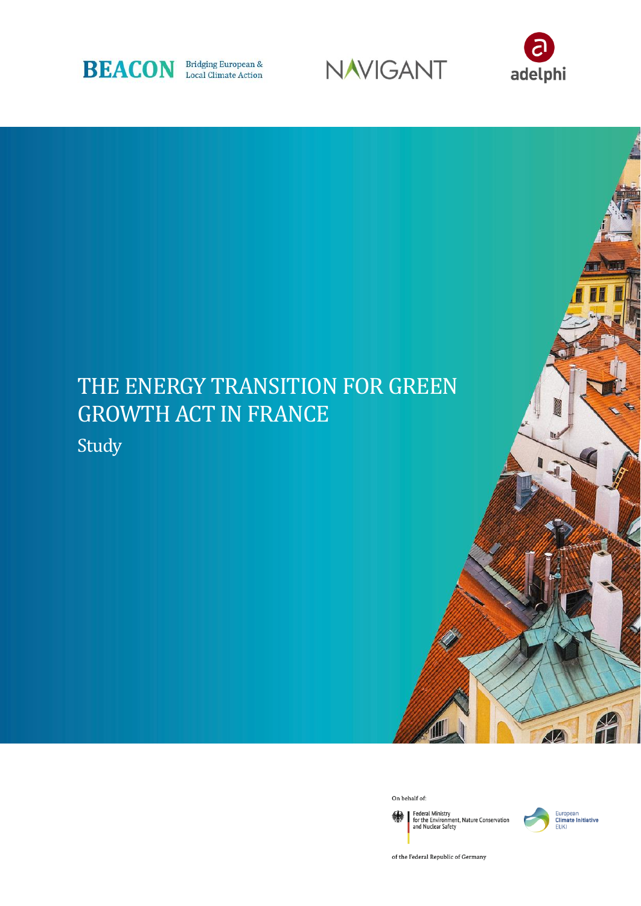BEACON Bridging European & Local Climate Action

NAVIGANT

adelphi

# THE ENERGY TRANSITION FOR GREEN GROWTH ACT IN FRANCE

Study

On behalf of:

Federal Ministry for the Environment, Nature Conservation and Nuclear Safety

of the Federal Republic of Germany

European Climate Initiative EUKI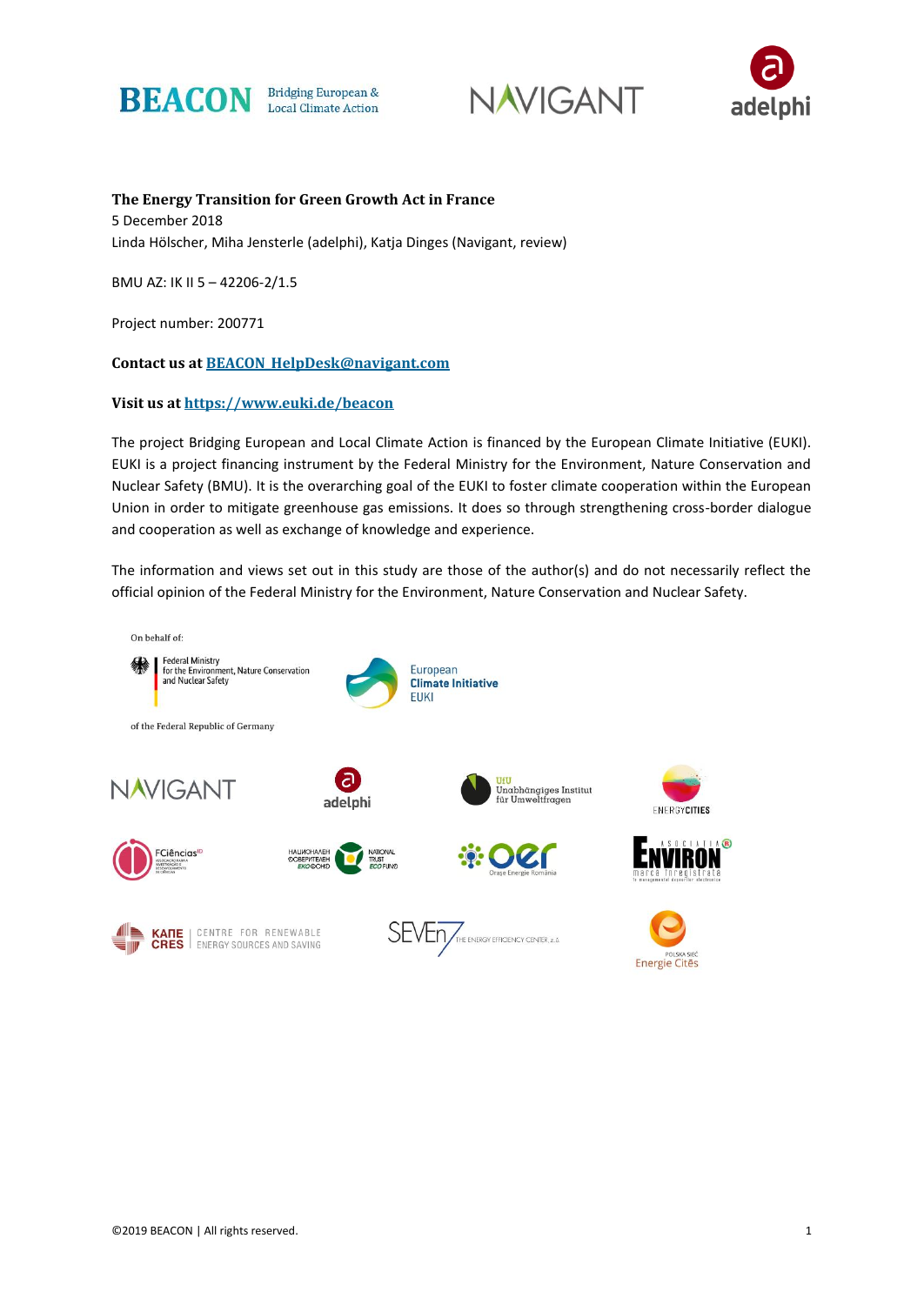**The Energy Transition for Green Growth Act in France**
5 December 2018
Linda Hölscher, Miha Jensterle (adelphi), Katja Dinges (Navigant, review)

BMU AZ: IK II 5 – 42206-2/1.5

Project number: 200771

**Contact us at [BEACON_HelpDesk@navigant.com](mailto:BEACON_HelpDesk@navigant.com)**

**Visit us at [https://www.euki.de/beacon](https://www.euki.de/beacon)**

The project Bridging European and Local Climate Action is financed by the European Climate Initiative (EUKI). EUKI is a project financing instrument by the Federal Ministry for the Environment, Nature Conservation and Nuclear Safety (BMU). It is the overarching goal of the EUKI to foster climate cooperation within the European Union in order to mitigate greenhouse gas emissions. It does so through strengthening cross-border dialogue and cooperation as well as exchange of knowledge and experience.

The information and views set out in this study are those of the author(s) and do not necessarily reflect the official opinion of the Federal Ministry for the Environment, Nature Conservation and Nuclear Safety.

On behalf of:

Federal Ministry for the Environment, Nature Conservation and Nuclear Safety

of the Federal Republic of Germany

European Climate Initiative EUKI

©2019 BEACON | All rights reserved.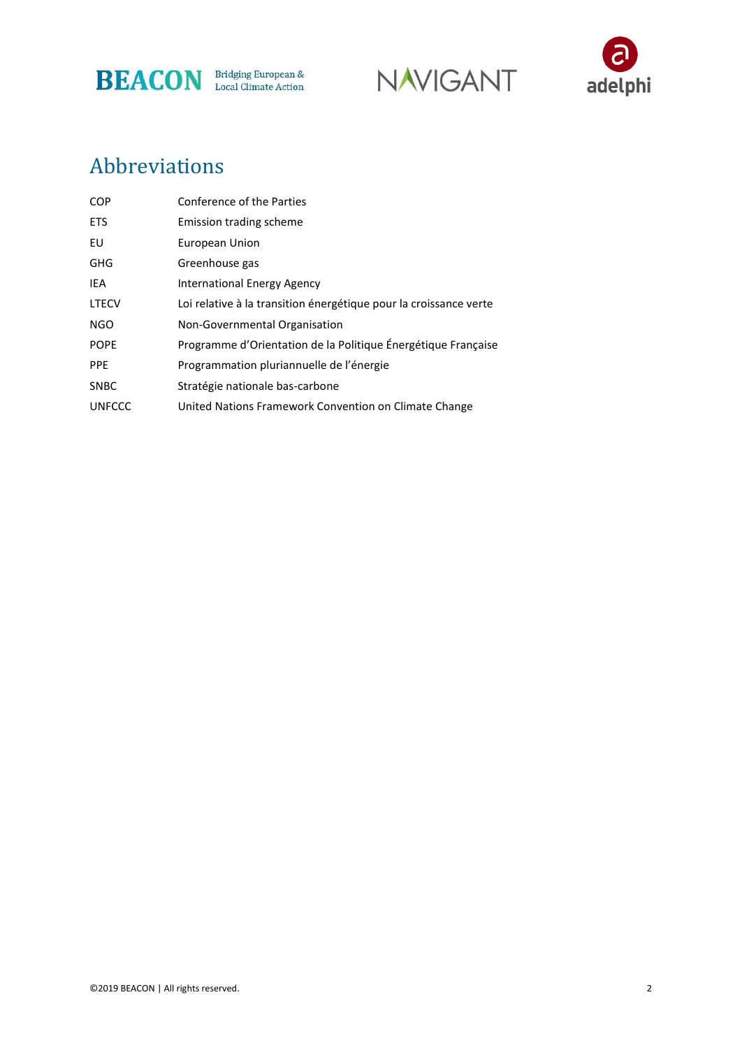# Abbreviations

| | |
|---|---|
| COP | Conference of the Parties |
| ETS | Emission trading scheme |
| EU | European Union |
| GHG | Greenhouse gas |
| IEA | International Energy Agency |
| LTECV | Loi relative à la transition énergétique pour la croissance verte |
| NGO | Non-Governmental Organisation |
| POPE | Programme d'Orientation de la Politique Énergétique Française |
| PPE | Programmation pluriannuelle de l'énergie |
| SNBC | Stratégie nationale bas-carbone |
| UNFCCC | United Nations Framework Convention on Climate Change |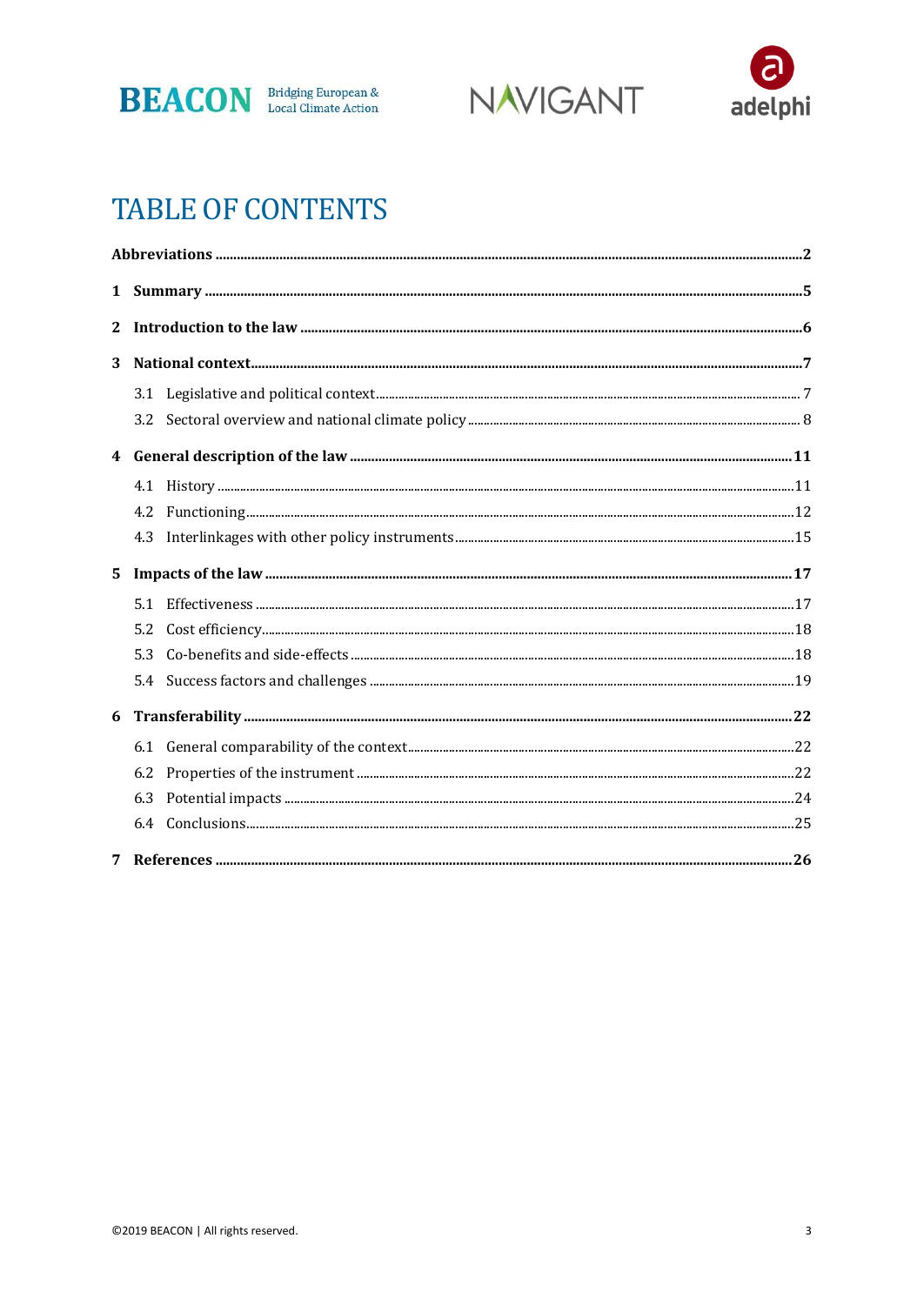# TABLE OF CONTENTS

**Abbreviations** .......... **2**

**1 Summary** .......... **5**

**2 Introduction to the law** .......... **6**

**3 National context** .......... **7**

- 3.1 Legislative and political context .......... 7
- 3.2 Sectoral overview and national climate policy .......... 8

**4 General description of the law** .......... **11**

- 4.1 History .......... 11
- 4.2 Functioning .......... 12
- 4.3 Interlinkages with other policy instruments .......... 15

**5 Impacts of the law** .......... **17**

- 5.1 Effectiveness .......... 17
- 5.2 Cost efficiency .......... 18
- 5.3 Co-benefits and side-effects .......... 18
- 5.4 Success factors and challenges .......... 19

**6 Transferability** .......... **22**

- 6.1 General comparability of the context .......... 22
- 6.2 Properties of the instrument .......... 22
- 6.3 Potential impacts .......... 24
- 6.4 Conclusions .......... 25

**7 References** .......... **26**

©2019 BEACON | All rights reserved.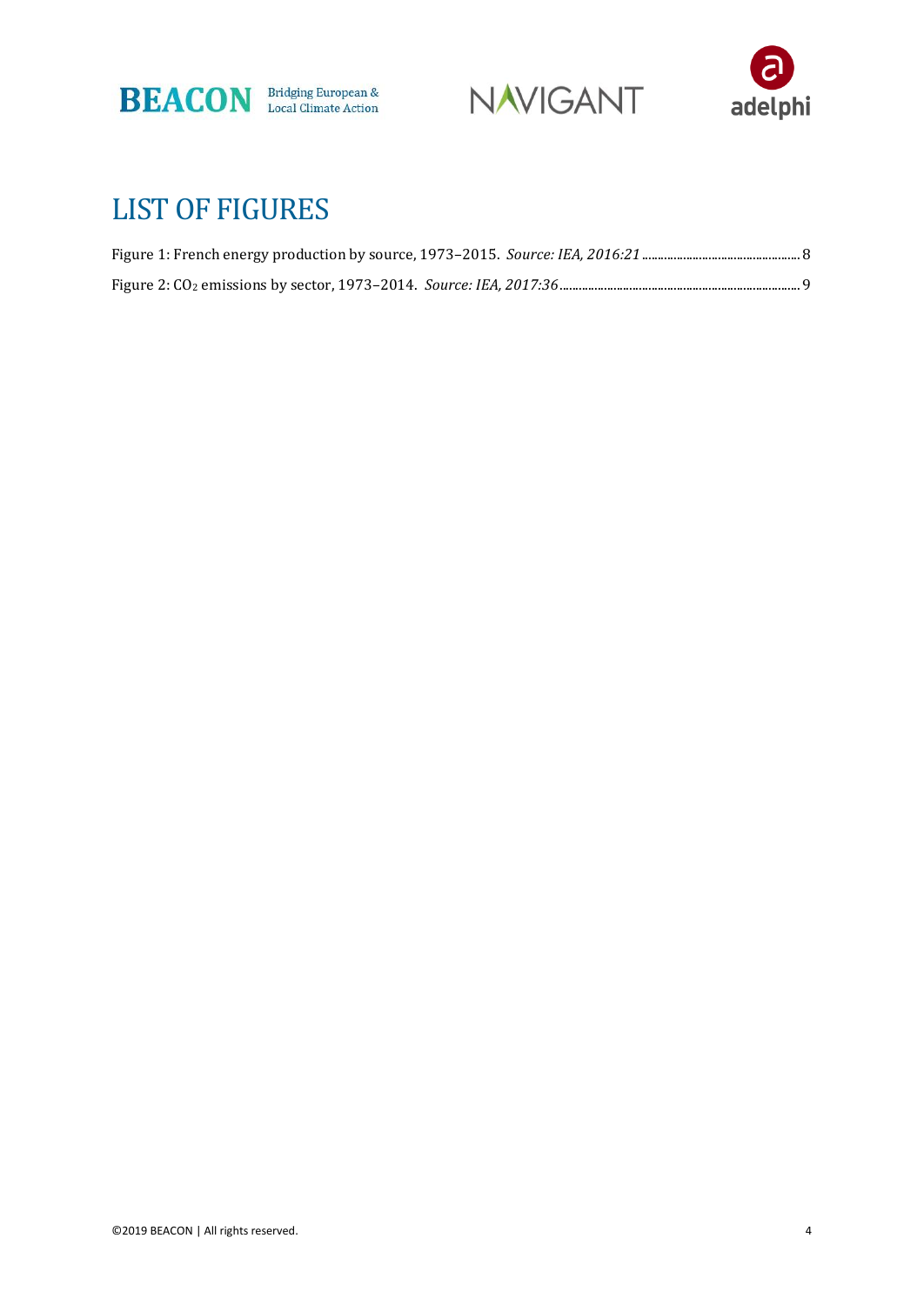# LIST OF FIGURES

Figure 1: French energy production by source, 1973–2015. *Source: IEA, 2016:21* ................................................. 8

Figure 2: $CO_2$ emissions by sector, 1973–2014. *Source: IEA, 2017:36* ........................................................................... 9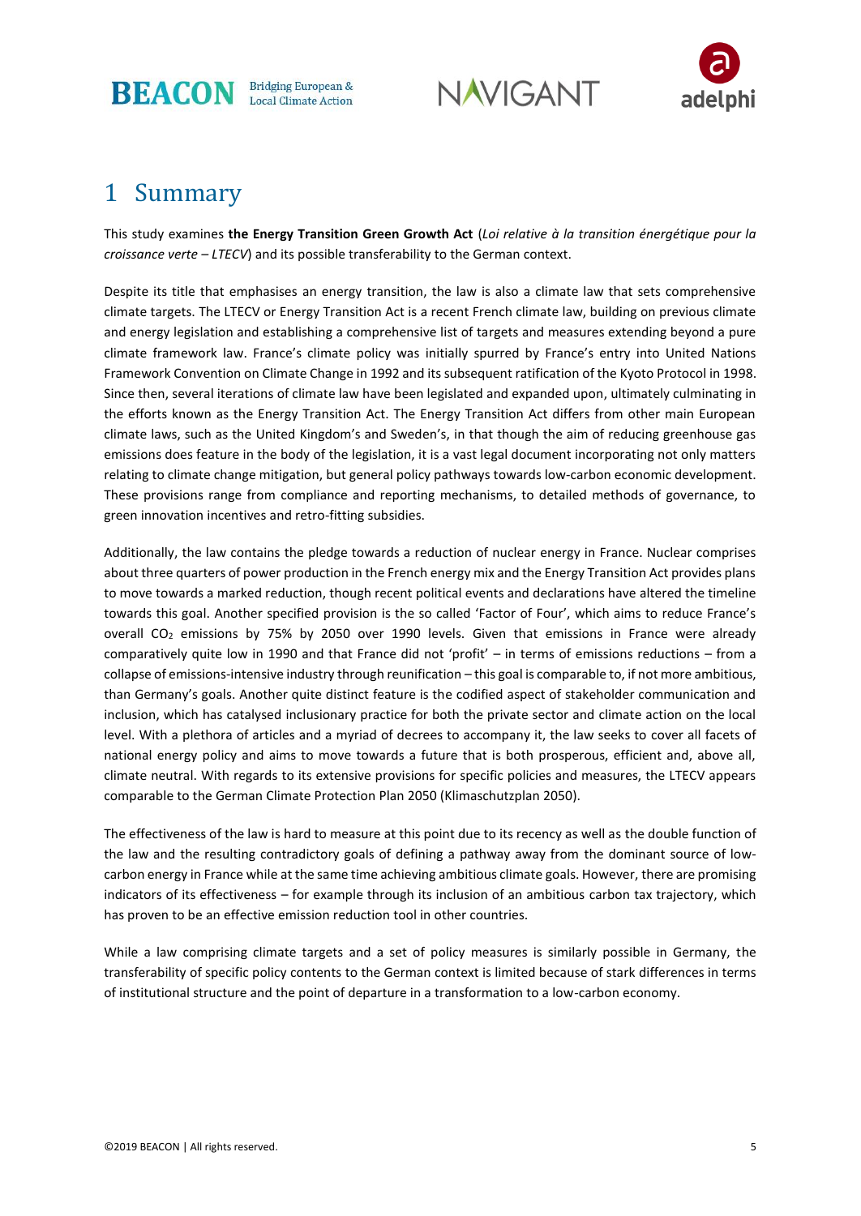# 1 Summary

This study examines **the Energy Transition Green Growth Act** (*Loi relative à la transition énergétique pour la croissance verte – LTECV*) and its possible transferability to the German context.

Despite its title that emphasises an energy transition, the law is also a climate law that sets comprehensive climate targets. The LTECV or Energy Transition Act is a recent French climate law, building on previous climate and energy legislation and establishing a comprehensive list of targets and measures extending beyond a pure climate framework law. France's climate policy was initially spurred by France's entry into United Nations Framework Convention on Climate Change in 1992 and its subsequent ratification of the Kyoto Protocol in 1998. Since then, several iterations of climate law have been legislated and expanded upon, ultimately culminating in the efforts known as the Energy Transition Act. The Energy Transition Act differs from other main European climate laws, such as the United Kingdom's and Sweden's, in that though the aim of reducing greenhouse gas emissions does feature in the body of the legislation, it is a vast legal document incorporating not only matters relating to climate change mitigation, but general policy pathways towards low-carbon economic development. These provisions range from compliance and reporting mechanisms, to detailed methods of governance, to green innovation incentives and retro-fitting subsidies.

Additionally, the law contains the pledge towards a reduction of nuclear energy in France. Nuclear comprises about three quarters of power production in the French energy mix and the Energy Transition Act provides plans to move towards a marked reduction, though recent political events and declarations have altered the timeline towards this goal. Another specified provision is the so called 'Factor of Four', which aims to reduce France's overall $CO_2$ emissions by 75% by 2050 over 1990 levels. Given that emissions in France were already comparatively quite low in 1990 and that France did not 'profit' – in terms of emissions reductions – from a collapse of emissions-intensive industry through reunification – this goal is comparable to, if not more ambitious, than Germany's goals. Another quite distinct feature is the codified aspect of stakeholder communication and inclusion, which has catalysed inclusionary practice for both the private sector and climate action on the local level. With a plethora of articles and a myriad of decrees to accompany it, the law seeks to cover all facets of national energy policy and aims to move towards a future that is both prosperous, efficient and, above all, climate neutral. With regards to its extensive provisions for specific policies and measures, the LTECV appears comparable to the German Climate Protection Plan 2050 (Klimaschutzplan 2050).

The effectiveness of the law is hard to measure at this point due to its recency as well as the double function of the law and the resulting contradictory goals of defining a pathway away from the dominant source of low-carbon energy in France while at the same time achieving ambitious climate goals. However, there are promising indicators of its effectiveness – for example through its inclusion of an ambitious carbon tax trajectory, which has proven to be an effective emission reduction tool in other countries.

While a law comprising climate targets and a set of policy measures is similarly possible in Germany, the transferability of specific policy contents to the German context is limited because of stark differences in terms of institutional structure and the point of departure in a transformation to a low-carbon economy.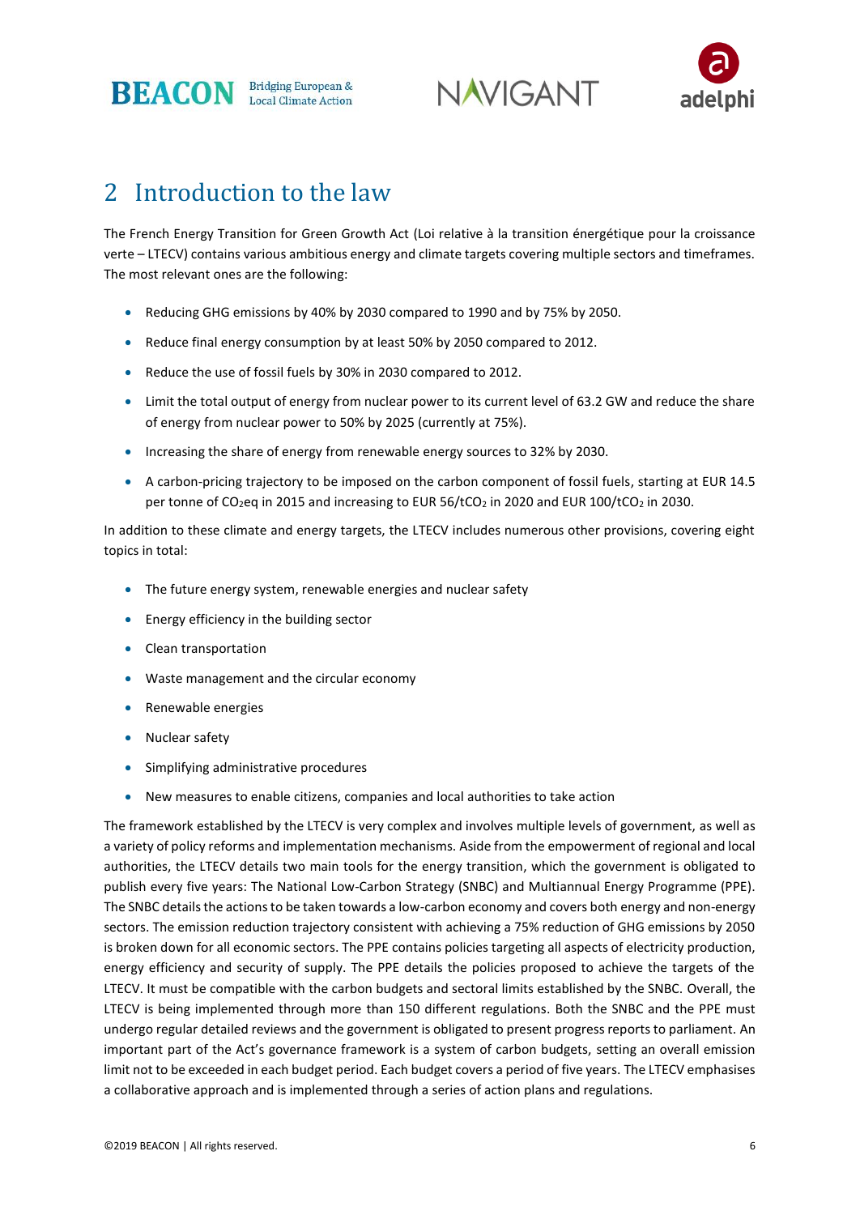## 2 Introduction to the law

The French Energy Transition for Green Growth Act (Loi relative à la transition énergétique pour la croissance verte – LTECV) contains various ambitious energy and climate targets covering multiple sectors and timeframes. The most relevant ones are the following:

- Reducing GHG emissions by 40% by 2030 compared to 1990 and by 75% by 2050.
- Reduce final energy consumption by at least 50% by 2050 compared to 2012.
- Reduce the use of fossil fuels by 30% in 2030 compared to 2012.
- Limit the total output of energy from nuclear power to its current level of 63.2 GW and reduce the share of energy from nuclear power to 50% by 2025 (currently at 75%).
- Increasing the share of energy from renewable energy sources to 32% by 2030.
- A carbon-pricing trajectory to be imposed on the carbon component of fossil fuels, starting at EUR 14.5 per tonne of $CO_2$eq in 2015 and increasing to EUR 56/t$CO_2$ in 2020 and EUR 100/t$CO_2$ in 2030.

In addition to these climate and energy targets, the LTECV includes numerous other provisions, covering eight topics in total:

- The future energy system, renewable energies and nuclear safety
- Energy efficiency in the building sector
- Clean transportation
- Waste management and the circular economy
- Renewable energies
- Nuclear safety
- Simplifying administrative procedures
- New measures to enable citizens, companies and local authorities to take action

The framework established by the LTECV is very complex and involves multiple levels of government, as well as a variety of policy reforms and implementation mechanisms. Aside from the empowerment of regional and local authorities, the LTECV details two main tools for the energy transition, which the government is obligated to publish every five years: The National Low-Carbon Strategy (SNBC) and Multiannual Energy Programme (PPE). The SNBC details the actions to be taken towards a low-carbon economy and covers both energy and non-energy sectors. The emission reduction trajectory consistent with achieving a 75% reduction of GHG emissions by 2050 is broken down for all economic sectors. The PPE contains policies targeting all aspects of electricity production, energy efficiency and security of supply. The PPE details the policies proposed to achieve the targets of the LTECV. It must be compatible with the carbon budgets and sectoral limits established by the SNBC. Overall, the LTECV is being implemented through more than 150 different regulations. Both the SNBC and the PPE must undergo regular detailed reviews and the government is obligated to present progress reports to parliament. An important part of the Act's governance framework is a system of carbon budgets, setting an overall emission limit not to be exceeded in each budget period. Each budget covers a period of five years. The LTECV emphasises a collaborative approach and is implemented through a series of action plans and regulations.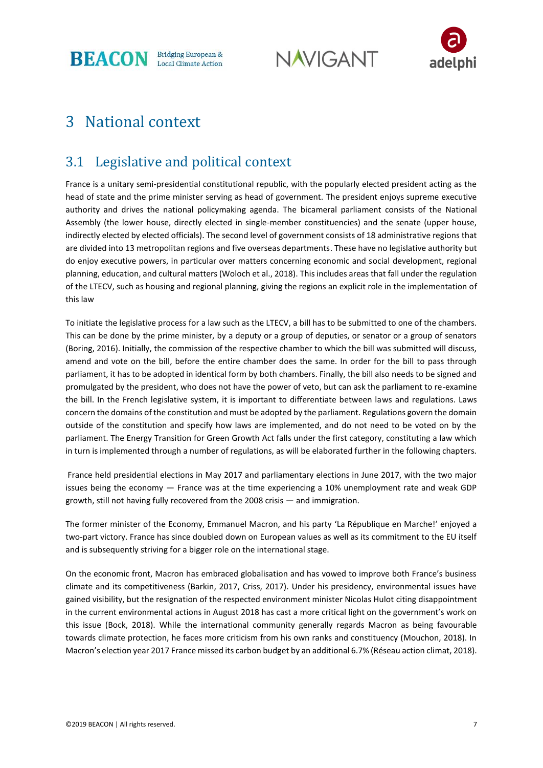# 3 National context

## 3.1 Legislative and political context

France is a unitary semi-presidential constitutional republic, with the popularly elected president acting as the head of state and the prime minister serving as head of government. The president enjoys supreme executive authority and drives the national policymaking agenda. The bicameral parliament consists of the National Assembly (the lower house, directly elected in single-member constituencies) and the senate (upper house, indirectly elected by elected officials). The second level of government consists of 18 administrative regions that are divided into 13 metropolitan regions and five overseas departments. These have no legislative authority but do enjoy executive powers, in particular over matters concerning economic and social development, regional planning, education, and cultural matters (Woloch et al., 2018). This includes areas that fall under the regulation of the LTECV, such as housing and regional planning, giving the regions an explicit role in the implementation of this law

To initiate the legislative process for a law such as the LTECV, a bill has to be submitted to one of the chambers. This can be done by the prime minister, by a deputy or a group of deputies, or senator or a group of senators (Boring, 2016). Initially, the commission of the respective chamber to which the bill was submitted will discuss, amend and vote on the bill, before the entire chamber does the same. In order for the bill to pass through parliament, it has to be adopted in identical form by both chambers. Finally, the bill also needs to be signed and promulgated by the president, who does not have the power of veto, but can ask the parliament to re-examine the bill. In the French legislative system, it is important to differentiate between laws and regulations. Laws concern the domains of the constitution and must be adopted by the parliament. Regulations govern the domain outside of the constitution and specify how laws are implemented, and do not need to be voted on by the parliament. The Energy Transition for Green Growth Act falls under the first category, constituting a law which in turn is implemented through a number of regulations, as will be elaborated further in the following chapters.

France held presidential elections in May 2017 and parliamentary elections in June 2017, with the two major issues being the economy — France was at the time experiencing a 10% unemployment rate and weak GDP growth, still not having fully recovered from the 2008 crisis — and immigration.

The former minister of the Economy, Emmanuel Macron, and his party 'La République en Marche!' enjoyed a two-part victory. France has since doubled down on European values as well as its commitment to the EU itself and is subsequently striving for a bigger role on the international stage.

On the economic front, Macron has embraced globalisation and has vowed to improve both France's business climate and its competitiveness (Barkin, 2017, Criss, 2017). Under his presidency, environmental issues have gained visibility, but the resignation of the respected environment minister Nicolas Hulot citing disappointment in the current environmental actions in August 2018 has cast a more critical light on the government's work on this issue (Bock, 2018). While the international community generally regards Macron as being favourable towards climate protection, he faces more criticism from his own ranks and constituency (Mouchon, 2018). In Macron's election year 2017 France missed its carbon budget by an additional 6.7% (Réseau action climat, 2018).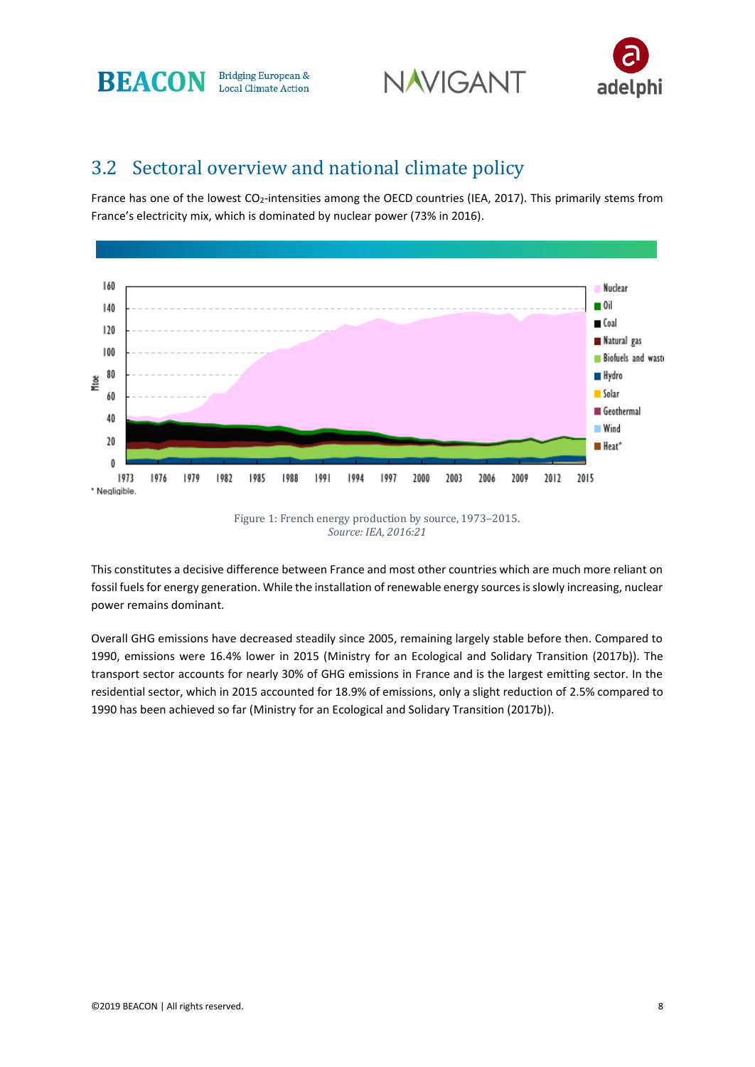## 3.2 Sectoral overview and national climate policy

France has one of the lowest $CO_2$-intensities among the OECD countries (IEA, 2017). This primarily stems from France's electricity mix, which is dominated by nuclear power (73% in 2016).

Figure 1: French energy production by source, 1973–2015.
*Source: IEA, 2016:21*

This constitutes a decisive difference between France and most other countries which are much more reliant on fossil fuels for energy generation. While the installation of renewable energy sources is slowly increasing, nuclear power remains dominant.

Overall GHG emissions have decreased steadily since 2005, remaining largely stable before then. Compared to 1990, emissions were 16.4% lower in 2015 (Ministry for an Ecological and Solidary Transition (2017b)). The transport sector accounts for nearly 30% of GHG emissions in France and is the largest emitting sector. In the residential sector, which in 2015 accounted for 18.9% of emissions, only a slight reduction of 2.5% compared to 1990 has been achieved so far (Ministry for an Ecological and Solidary Transition (2017b)).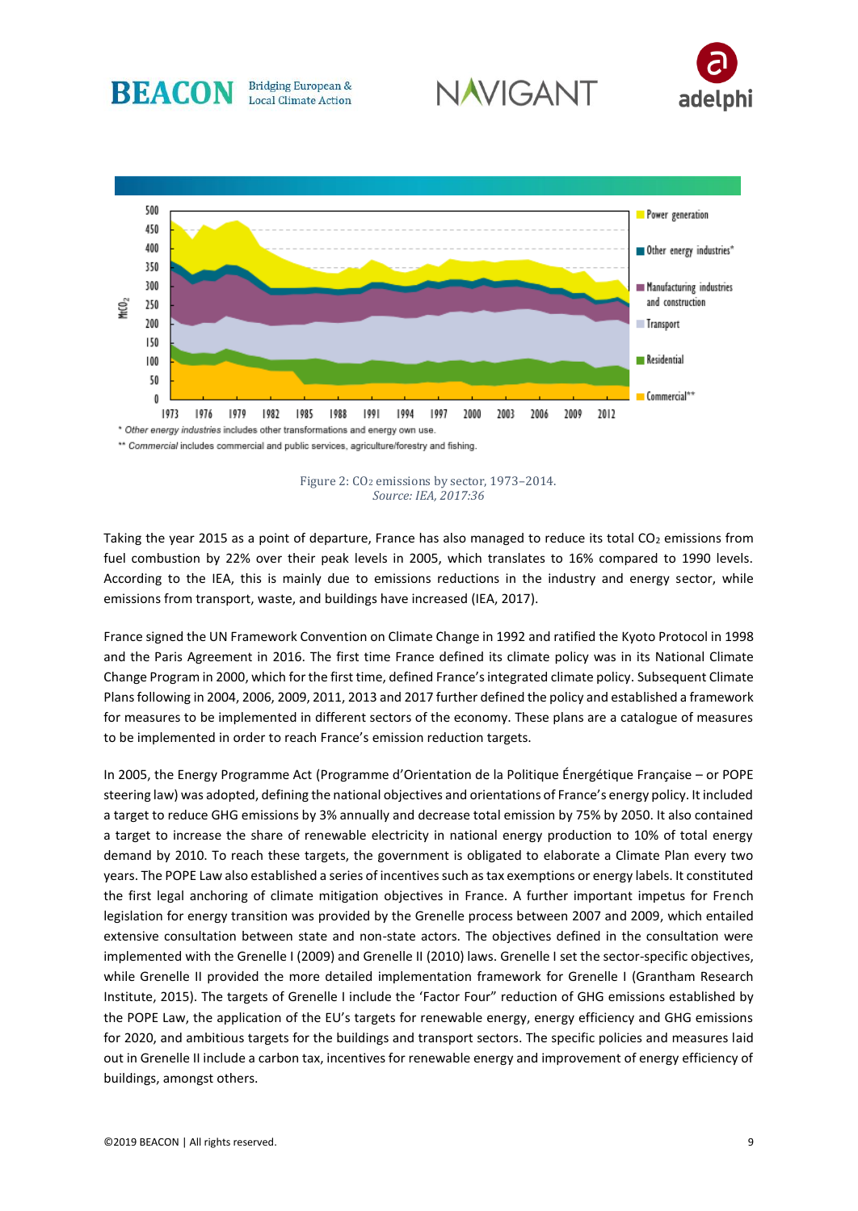\* *Other energy industries* includes other transformations and energy own use.

\*\* *Commercial* includes commercial and public services, agriculture/forestry and fishing.

Figure 2: $CO_2$ emissions by sector, 1973–2014.
*Source: IEA, 2017:36*

Taking the year 2015 as a point of departure, France has also managed to reduce its total $CO_2$ emissions from fuel combustion by 22% over their peak levels in 2005, which translates to 16% compared to 1990 levels. According to the IEA, this is mainly due to emissions reductions in the industry and energy sector, while emissions from transport, waste, and buildings have increased (IEA, 2017).

France signed the UN Framework Convention on Climate Change in 1992 and ratified the Kyoto Protocol in 1998 and the Paris Agreement in 2016. The first time France defined its climate policy was in its National Climate Change Program in 2000, which for the first time, defined France's integrated climate policy. Subsequent Climate Plans following in 2004, 2006, 2009, 2011, 2013 and 2017 further defined the policy and established a framework for measures to be implemented in different sectors of the economy. These plans are a catalogue of measures to be implemented in order to reach France's emission reduction targets.

In 2005, the Energy Programme Act (Programme d'Orientation de la Politique Énergétique Française – or POPE steering law) was adopted, defining the national objectives and orientations of France's energy policy. It included a target to reduce GHG emissions by 3% annually and decrease total emission by 75% by 2050. It also contained a target to increase the share of renewable electricity in national energy production to 10% of total energy demand by 2010. To reach these targets, the government is obligated to elaborate a Climate Plan every two years. The POPE Law also established a series of incentives such as tax exemptions or energy labels. It constituted the first legal anchoring of climate mitigation objectives in France. A further important impetus for French legislation for energy transition was provided by the Grenelle process between 2007 and 2009, which entailed extensive consultation between state and non-state actors. The objectives defined in the consultation were implemented with the Grenelle I (2009) and Grenelle II (2010) laws. Grenelle I set the sector-specific objectives, while Grenelle II provided the more detailed implementation framework for Grenelle I (Grantham Research Institute, 2015). The targets of Grenelle I include the 'Factor Four" reduction of GHG emissions established by the POPE Law, the application of the EU's targets for renewable energy, energy efficiency and GHG emissions for 2020, and ambitious targets for the buildings and transport sectors. The specific policies and measures laid out in Grenelle II include a carbon tax, incentives for renewable energy and improvement of energy efficiency of buildings, amongst others.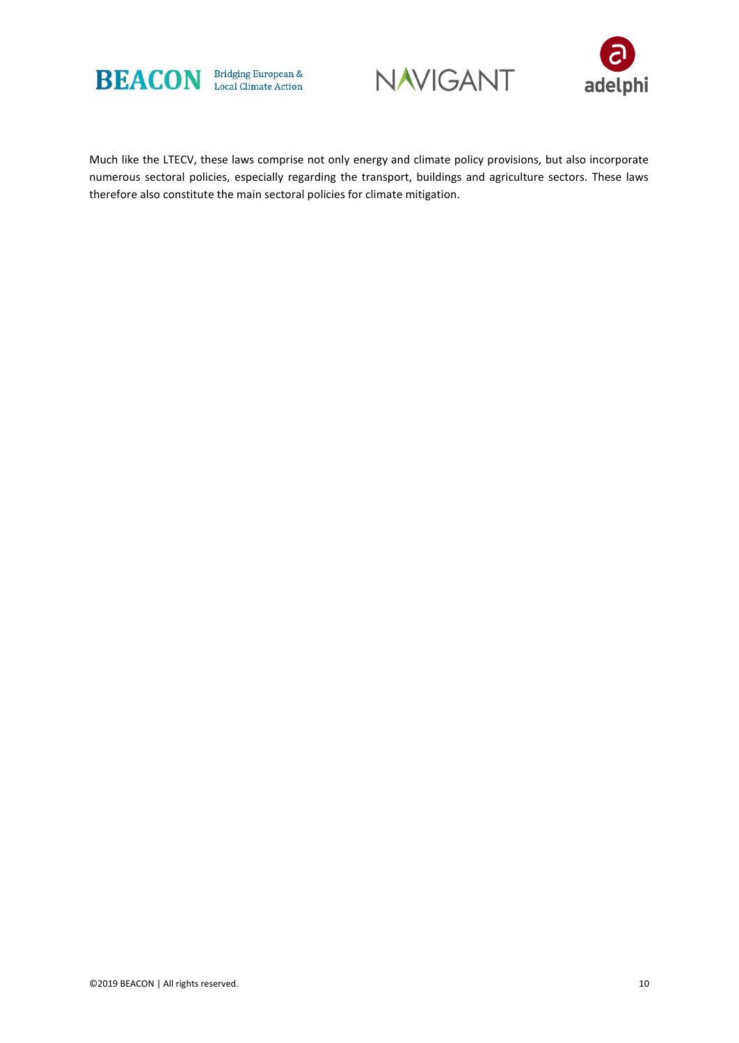Much like the LTECV, these laws comprise not only energy and climate policy provisions, but also incorporate numerous sectoral policies, especially regarding the transport, buildings and agriculture sectors. These laws therefore also constitute the main sectoral policies for climate mitigation.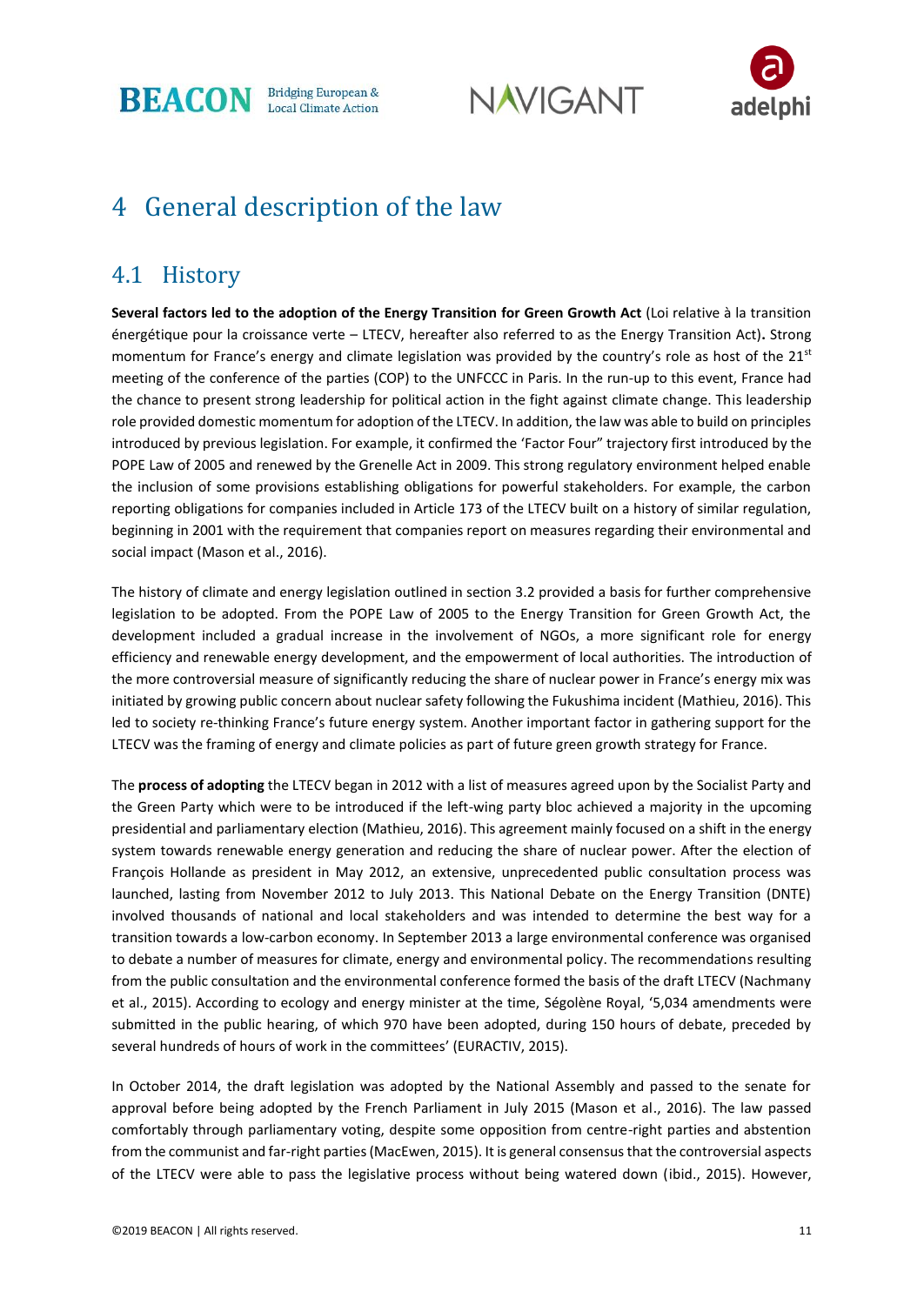# 4 General description of the law

## 4.1 History

**Several factors led to the adoption of the Energy Transition for Green Growth Act** (Loi relative à la transition énergétique pour la croissance verte – LTECV, hereafter also referred to as the Energy Transition Act)**.** Strong momentum for France's energy and climate legislation was provided by the country's role as host of the 21st meeting of the conference of the parties (COP) to the UNFCCC in Paris. In the run-up to this event, France had the chance to present strong leadership for political action in the fight against climate change. This leadership role provided domestic momentum for adoption of the LTECV. In addition, the law was able to build on principles introduced by previous legislation. For example, it confirmed the 'Factor Four" trajectory first introduced by the POPE Law of 2005 and renewed by the Grenelle Act in 2009. This strong regulatory environment helped enable the inclusion of some provisions establishing obligations for powerful stakeholders. For example, the carbon reporting obligations for companies included in Article 173 of the LTECV built on a history of similar regulation, beginning in 2001 with the requirement that companies report on measures regarding their environmental and social impact (Mason et al., 2016).

The history of climate and energy legislation outlined in section 3.2 provided a basis for further comprehensive legislation to be adopted. From the POPE Law of 2005 to the Energy Transition for Green Growth Act, the development included a gradual increase in the involvement of NGOs, a more significant role for energy efficiency and renewable energy development, and the empowerment of local authorities. The introduction of the more controversial measure of significantly reducing the share of nuclear power in France's energy mix was initiated by growing public concern about nuclear safety following the Fukushima incident (Mathieu, 2016). This led to society re-thinking France's future energy system. Another important factor in gathering support for the LTECV was the framing of energy and climate policies as part of future green growth strategy for France.

The **process of adopting** the LTECV began in 2012 with a list of measures agreed upon by the Socialist Party and the Green Party which were to be introduced if the left-wing party bloc achieved a majority in the upcoming presidential and parliamentary election (Mathieu, 2016). This agreement mainly focused on a shift in the energy system towards renewable energy generation and reducing the share of nuclear power. After the election of François Hollande as president in May 2012, an extensive, unprecedented public consultation process was launched, lasting from November 2012 to July 2013. This National Debate on the Energy Transition (DNTE) involved thousands of national and local stakeholders and was intended to determine the best way for a transition towards a low-carbon economy. In September 2013 a large environmental conference was organised to debate a number of measures for climate, energy and environmental policy. The recommendations resulting from the public consultation and the environmental conference formed the basis of the draft LTECV (Nachmany et al., 2015). According to ecology and energy minister at the time, Ségolène Royal, '5,034 amendments were submitted in the public hearing, of which 970 have been adopted, during 150 hours of debate, preceded by several hundreds of hours of work in the committees' (EURACTIV, 2015).

In October 2014, the draft legislation was adopted by the National Assembly and passed to the senate for approval before being adopted by the French Parliament in July 2015 (Mason et al., 2016). The law passed comfortably through parliamentary voting, despite some opposition from centre-right parties and abstention from the communist and far-right parties (MacEwen, 2015). It is general consensus that the controversial aspects of the LTECV were able to pass the legislative process without being watered down (ibid., 2015). However,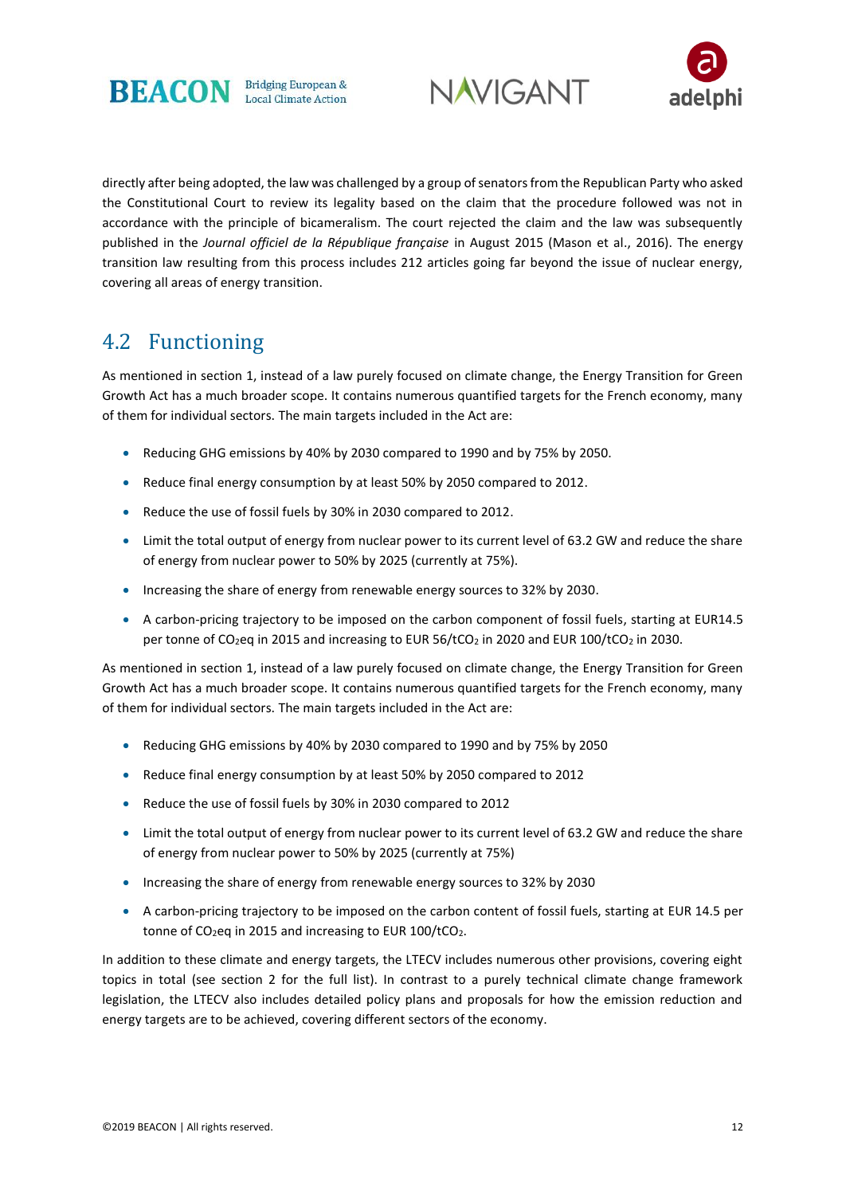directly after being adopted, the law was challenged by a group of senators from the Republican Party who asked the Constitutional Court to review its legality based on the claim that the procedure followed was not in accordance with the principle of bicameralism. The court rejected the claim and the law was subsequently published in the *Journal officiel de la République française* in August 2015 (Mason et al., 2016). The energy transition law resulting from this process includes 212 articles going far beyond the issue of nuclear energy, covering all areas of energy transition.

## 4.2 Functioning

As mentioned in section 1, instead of a law purely focused on climate change, the Energy Transition for Green Growth Act has a much broader scope. It contains numerous quantified targets for the French economy, many of them for individual sectors. The main targets included in the Act are:

- Reducing GHG emissions by 40% by 2030 compared to 1990 and by 75% by 2050.
- Reduce final energy consumption by at least 50% by 2050 compared to 2012.
- Reduce the use of fossil fuels by 30% in 2030 compared to 2012.
- Limit the total output of energy from nuclear power to its current level of 63.2 GW and reduce the share of energy from nuclear power to 50% by 2025 (currently at 75%).
- Increasing the share of energy from renewable energy sources to 32% by 2030.
- A carbon-pricing trajectory to be imposed on the carbon component of fossil fuels, starting at EUR14.5 per tonne of $CO_2eq$ in 2015 and increasing to EUR 56/t$CO_2$ in 2020 and EUR 100/t$CO_2$ in 2030.

As mentioned in section 1, instead of a law purely focused on climate change, the Energy Transition for Green Growth Act has a much broader scope. It contains numerous quantified targets for the French economy, many of them for individual sectors. The main targets included in the Act are:

- Reducing GHG emissions by 40% by 2030 compared to 1990 and by 75% by 2050
- Reduce final energy consumption by at least 50% by 2050 compared to 2012
- Reduce the use of fossil fuels by 30% in 2030 compared to 2012
- Limit the total output of energy from nuclear power to its current level of 63.2 GW and reduce the share of energy from nuclear power to 50% by 2025 (currently at 75%)
- Increasing the share of energy from renewable energy sources to 32% by 2030
- A carbon-pricing trajectory to be imposed on the carbon content of fossil fuels, starting at EUR 14.5 per tonne of $CO_2eq$ in 2015 and increasing to EUR 100/t$CO_2$.

In addition to these climate and energy targets, the LTECV includes numerous other provisions, covering eight topics in total (see section 2 for the full list). In contrast to a purely technical climate change framework legislation, the LTECV also includes detailed policy plans and proposals for how the emission reduction and energy targets are to be achieved, covering different sectors of the economy.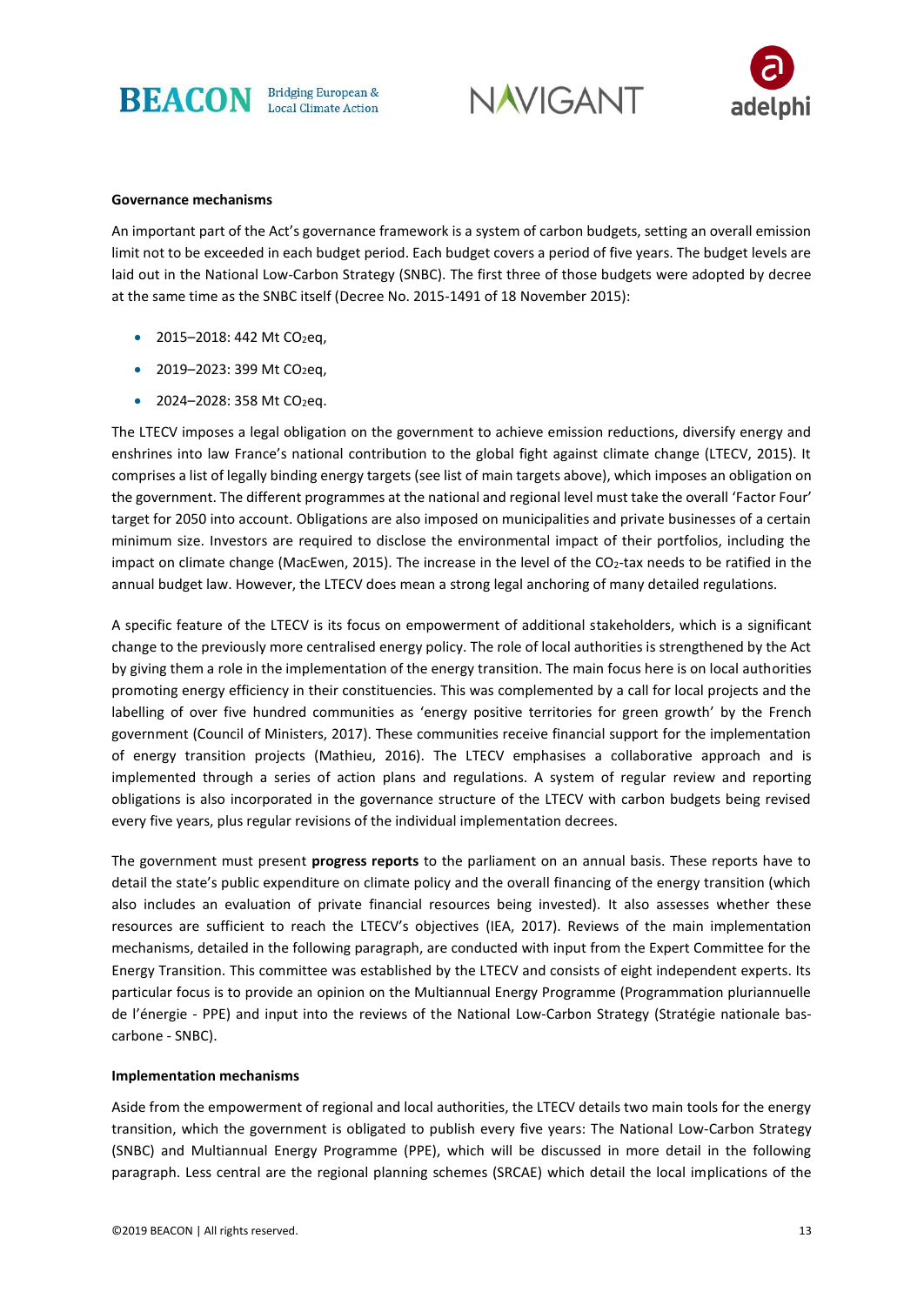**Governance mechanisms**

An important part of the Act's governance framework is a system of carbon budgets, setting an overall emission limit not to be exceeded in each budget period. Each budget covers a period of five years. The budget levels are laid out in the National Low-Carbon Strategy (SNBC). The first three of those budgets were adopted by decree at the same time as the SNBC itself (Decree No. 2015-1491 of 18 November 2015):

- 2015–2018: 442 Mt $CO_2$eq,
- 2019–2023: 399 Mt $CO_2$eq,
- 2024–2028: 358 Mt $CO_2$eq.

The LTECV imposes a legal obligation on the government to achieve emission reductions, diversify energy and enshrines into law France's national contribution to the global fight against climate change (LTECV, 2015). It comprises a list of legally binding energy targets (see list of main targets above), which imposes an obligation on the government. The different programmes at the national and regional level must take the overall 'Factor Four' target for 2050 into account. Obligations are also imposed on municipalities and private businesses of a certain minimum size. Investors are required to disclose the environmental impact of their portfolios, including the impact on climate change (MacEwen, 2015). The increase in the level of the $CO_2$-tax needs to be ratified in the annual budget law. However, the LTECV does mean a strong legal anchoring of many detailed regulations.

A specific feature of the LTECV is its focus on empowerment of additional stakeholders, which is a significant change to the previously more centralised energy policy. The role of local authorities is strengthened by the Act by giving them a role in the implementation of the energy transition. The main focus here is on local authorities promoting energy efficiency in their constituencies. This was complemented by a call for local projects and the labelling of over five hundred communities as 'energy positive territories for green growth' by the French government (Council of Ministers, 2017). These communities receive financial support for the implementation of energy transition projects (Mathieu, 2016). The LTECV emphasises a collaborative approach and is implemented through a series of action plans and regulations. A system of regular review and reporting obligations is also incorporated in the governance structure of the LTECV with carbon budgets being revised every five years, plus regular revisions of the individual implementation decrees.

The government must present **progress reports** to the parliament on an annual basis. These reports have to detail the state's public expenditure on climate policy and the overall financing of the energy transition (which also includes an evaluation of private financial resources being invested). It also assesses whether these resources are sufficient to reach the LTECV's objectives (IEA, 2017). Reviews of the main implementation mechanisms, detailed in the following paragraph, are conducted with input from the Expert Committee for the Energy Transition. This committee was established by the LTECV and consists of eight independent experts. Its particular focus is to provide an opinion on the Multiannual Energy Programme (Programmation pluriannuelle de l'énergie - PPE) and input into the reviews of the National Low-Carbon Strategy (Stratégie nationale bas-carbone - SNBC).

**Implementation mechanisms**

Aside from the empowerment of regional and local authorities, the LTECV details two main tools for the energy transition, which the government is obligated to publish every five years: The National Low-Carbon Strategy (SNBC) and Multiannual Energy Programme (PPE), which will be discussed in more detail in the following paragraph. Less central are the regional planning schemes (SRCAE) which detail the local implications of the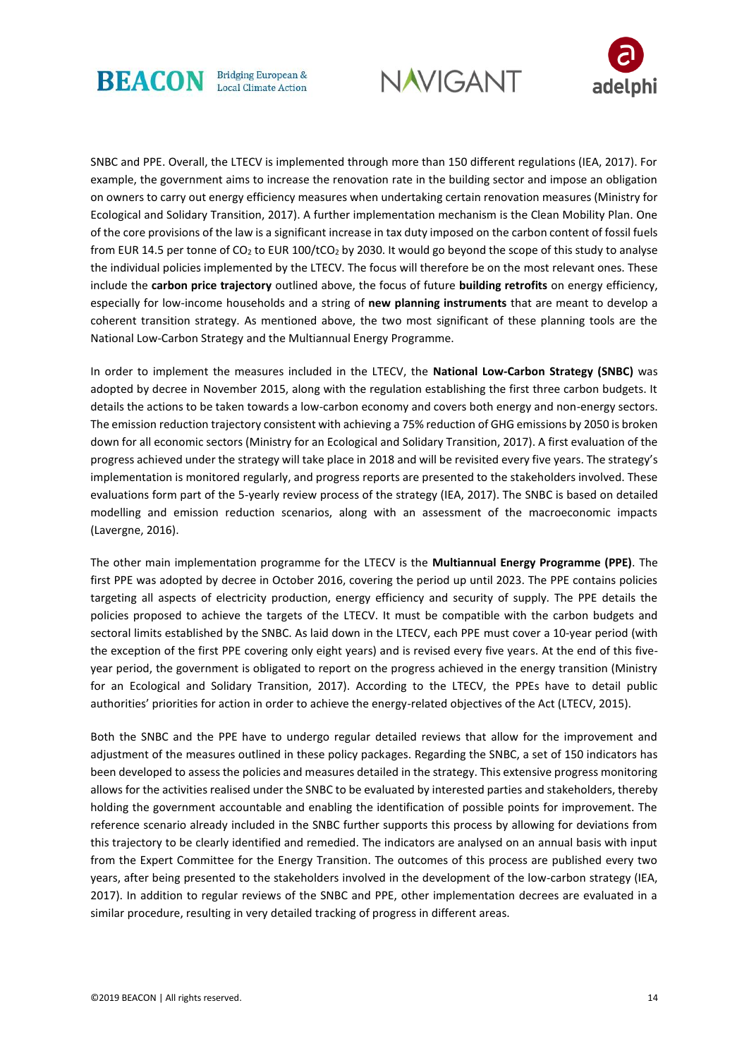SNBC and PPE. Overall, the LTECV is implemented through more than 150 different regulations (IEA, 2017). For example, the government aims to increase the renovation rate in the building sector and impose an obligation on owners to carry out energy efficiency measures when undertaking certain renovation measures (Ministry for Ecological and Solidary Transition, 2017). A further implementation mechanism is the Clean Mobility Plan. One of the core provisions of the law is a significant increase in tax duty imposed on the carbon content of fossil fuels from EUR 14.5 per tonne of $CO_2$ to EUR 100/t$CO_2$ by 2030. It would go beyond the scope of this study to analyse the individual policies implemented by the LTECV. The focus will therefore be on the most relevant ones. These include the **carbon price trajectory** outlined above, the focus of future **building retrofits** on energy efficiency, especially for low-income households and a string of **new planning instruments** that are meant to develop a coherent transition strategy. As mentioned above, the two most significant of these planning tools are the National Low-Carbon Strategy and the Multiannual Energy Programme.

In order to implement the measures included in the LTECV, the **National Low-Carbon Strategy (SNBC)** was adopted by decree in November 2015, along with the regulation establishing the first three carbon budgets. It details the actions to be taken towards a low-carbon economy and covers both energy and non-energy sectors. The emission reduction trajectory consistent with achieving a 75% reduction of GHG emissions by 2050 is broken down for all economic sectors (Ministry for an Ecological and Solidary Transition, 2017). A first evaluation of the progress achieved under the strategy will take place in 2018 and will be revisited every five years. The strategy's implementation is monitored regularly, and progress reports are presented to the stakeholders involved. These evaluations form part of the 5-yearly review process of the strategy (IEA, 2017). The SNBC is based on detailed modelling and emission reduction scenarios, along with an assessment of the macroeconomic impacts (Lavergne, 2016).

The other main implementation programme for the LTECV is the **Multiannual Energy Programme (PPE)**. The first PPE was adopted by decree in October 2016, covering the period up until 2023. The PPE contains policies targeting all aspects of electricity production, energy efficiency and security of supply. The PPE details the policies proposed to achieve the targets of the LTECV. It must be compatible with the carbon budgets and sectoral limits established by the SNBC. As laid down in the LTECV, each PPE must cover a 10-year period (with the exception of the first PPE covering only eight years) and is revised every five years. At the end of this five-year period, the government is obligated to report on the progress achieved in the energy transition (Ministry for an Ecological and Solidary Transition, 2017). According to the LTECV, the PPEs have to detail public authorities' priorities for action in order to achieve the energy-related objectives of the Act (LTECV, 2015).

Both the SNBC and the PPE have to undergo regular detailed reviews that allow for the improvement and adjustment of the measures outlined in these policy packages. Regarding the SNBC, a set of 150 indicators has been developed to assess the policies and measures detailed in the strategy. This extensive progress monitoring allows for the activities realised under the SNBC to be evaluated by interested parties and stakeholders, thereby holding the government accountable and enabling the identification of possible points for improvement. The reference scenario already included in the SNBC further supports this process by allowing for deviations from this trajectory to be clearly identified and remedied. The indicators are analysed on an annual basis with input from the Expert Committee for the Energy Transition. The outcomes of this process are published every two years, after being presented to the stakeholders involved in the development of the low-carbon strategy (IEA, 2017). In addition to regular reviews of the SNBC and PPE, other implementation decrees are evaluated in a similar procedure, resulting in very detailed tracking of progress in different areas.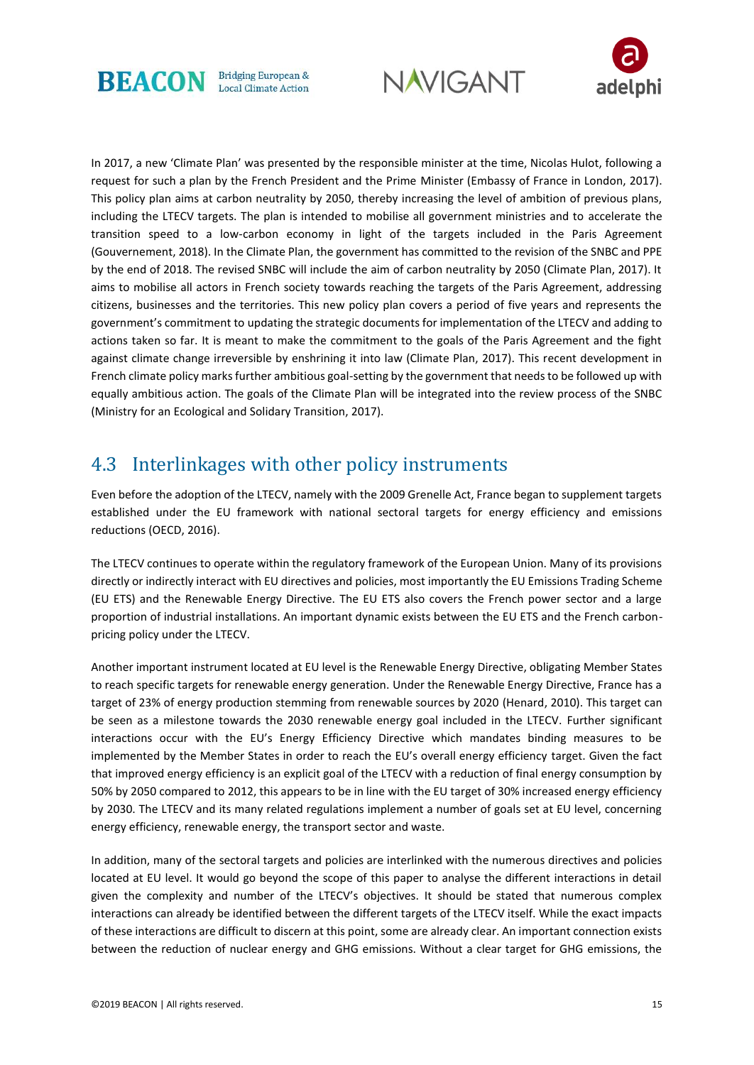In 2017, a new 'Climate Plan' was presented by the responsible minister at the time, Nicolas Hulot, following a request for such a plan by the French President and the Prime Minister (Embassy of France in London, 2017). This policy plan aims at carbon neutrality by 2050, thereby increasing the level of ambition of previous plans, including the LTECV targets. The plan is intended to mobilise all government ministries and to accelerate the transition speed to a low-carbon economy in light of the targets included in the Paris Agreement (Gouvernement, 2018). In the Climate Plan, the government has committed to the revision of the SNBC and PPE by the end of 2018. The revised SNBC will include the aim of carbon neutrality by 2050 (Climate Plan, 2017). It aims to mobilise all actors in French society towards reaching the targets of the Paris Agreement, addressing citizens, businesses and the territories. This new policy plan covers a period of five years and represents the government's commitment to updating the strategic documents for implementation of the LTECV and adding to actions taken so far. It is meant to make the commitment to the goals of the Paris Agreement and the fight against climate change irreversible by enshrining it into law (Climate Plan, 2017). This recent development in French climate policy marks further ambitious goal-setting by the government that needs to be followed up with equally ambitious action. The goals of the Climate Plan will be integrated into the review process of the SNBC (Ministry for an Ecological and Solidary Transition, 2017).

## 4.3 Interlinkages with other policy instruments

Even before the adoption of the LTECV, namely with the 2009 Grenelle Act, France began to supplement targets established under the EU framework with national sectoral targets for energy efficiency and emissions reductions (OECD, 2016).

The LTECV continues to operate within the regulatory framework of the European Union. Many of its provisions directly or indirectly interact with EU directives and policies, most importantly the EU Emissions Trading Scheme (EU ETS) and the Renewable Energy Directive. The EU ETS also covers the French power sector and a large proportion of industrial installations. An important dynamic exists between the EU ETS and the French carbon-pricing policy under the LTECV.

Another important instrument located at EU level is the Renewable Energy Directive, obligating Member States to reach specific targets for renewable energy generation. Under the Renewable Energy Directive, France has a target of 23% of energy production stemming from renewable sources by 2020 (Henard, 2010). This target can be seen as a milestone towards the 2030 renewable energy goal included in the LTECV. Further significant interactions occur with the EU's Energy Efficiency Directive which mandates binding measures to be implemented by the Member States in order to reach the EU's overall energy efficiency target. Given the fact that improved energy efficiency is an explicit goal of the LTECV with a reduction of final energy consumption by 50% by 2050 compared to 2012, this appears to be in line with the EU target of 30% increased energy efficiency by 2030. The LTECV and its many related regulations implement a number of goals set at EU level, concerning energy efficiency, renewable energy, the transport sector and waste.

In addition, many of the sectoral targets and policies are interlinked with the numerous directives and policies located at EU level. It would go beyond the scope of this paper to analyse the different interactions in detail given the complexity and number of the LTECV's objectives. It should be stated that numerous complex interactions can already be identified between the different targets of the LTECV itself. While the exact impacts of these interactions are difficult to discern at this point, some are already clear. An important connection exists between the reduction of nuclear energy and GHG emissions. Without a clear target for GHG emissions, the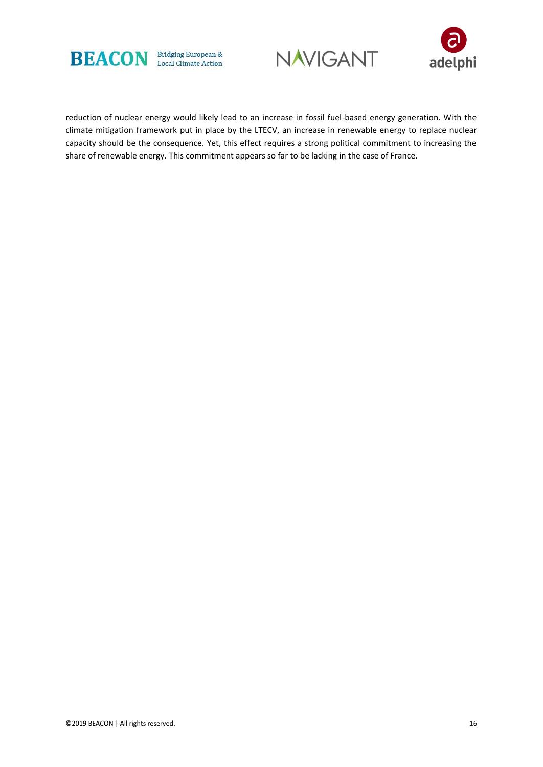reduction of nuclear energy would likely lead to an increase in fossil fuel-based energy generation. With the climate mitigation framework put in place by the LTECV, an increase in renewable energy to replace nuclear capacity should be the consequence. Yet, this effect requires a strong political commitment to increasing the share of renewable energy. This commitment appears so far to be lacking in the case of France.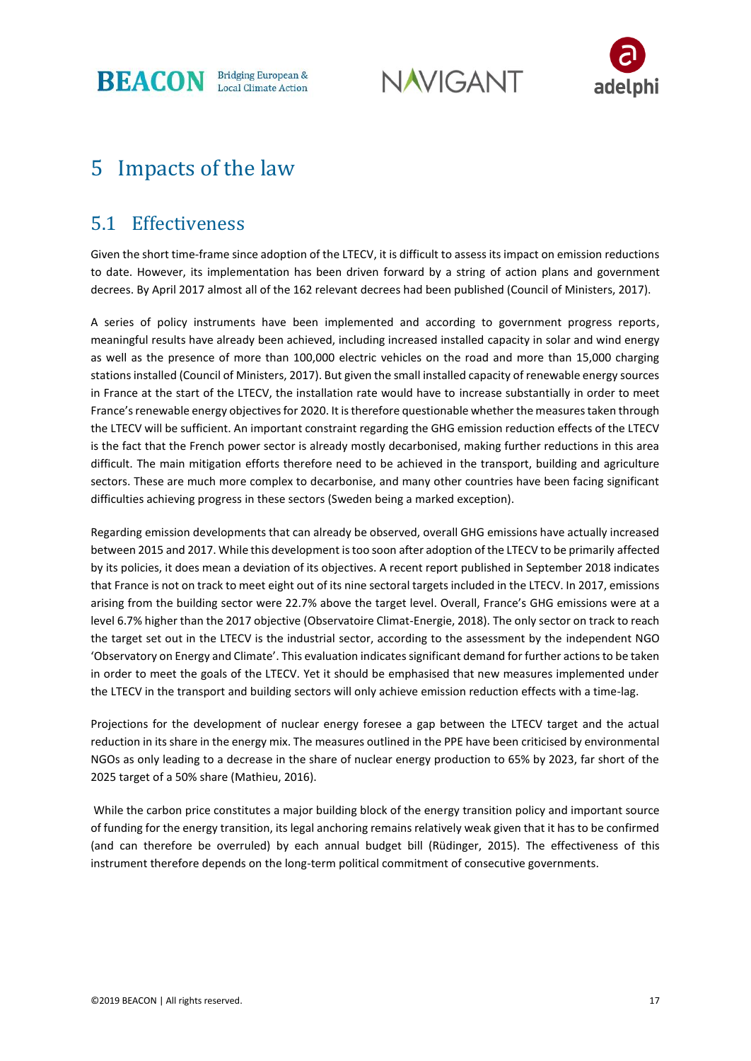# 5 Impacts of the law

## 5.1 Effectiveness

Given the short time-frame since adoption of the LTECV, it is difficult to assess its impact on emission reductions to date. However, its implementation has been driven forward by a string of action plans and government decrees. By April 2017 almost all of the 162 relevant decrees had been published (Council of Ministers, 2017).

A series of policy instruments have been implemented and according to government progress reports, meaningful results have already been achieved, including increased installed capacity in solar and wind energy as well as the presence of more than 100,000 electric vehicles on the road and more than 15,000 charging stations installed (Council of Ministers, 2017). But given the small installed capacity of renewable energy sources in France at the start of the LTECV, the installation rate would have to increase substantially in order to meet France's renewable energy objectives for 2020. It is therefore questionable whether the measures taken through the LTECV will be sufficient. An important constraint regarding the GHG emission reduction effects of the LTECV is the fact that the French power sector is already mostly decarbonised, making further reductions in this area difficult. The main mitigation efforts therefore need to be achieved in the transport, building and agriculture sectors. These are much more complex to decarbonise, and many other countries have been facing significant difficulties achieving progress in these sectors (Sweden being a marked exception).

Regarding emission developments that can already be observed, overall GHG emissions have actually increased between 2015 and 2017. While this development is too soon after adoption of the LTECV to be primarily affected by its policies, it does mean a deviation of its objectives. A recent report published in September 2018 indicates that France is not on track to meet eight out of its nine sectoral targets included in the LTECV. In 2017, emissions arising from the building sector were 22.7% above the target level. Overall, France's GHG emissions were at a level 6.7% higher than the 2017 objective (Observatoire Climat-Energie, 2018). The only sector on track to reach the target set out in the LTECV is the industrial sector, according to the assessment by the independent NGO 'Observatory on Energy and Climate'. This evaluation indicates significant demand for further actions to be taken in order to meet the goals of the LTECV. Yet it should be emphasised that new measures implemented under the LTECV in the transport and building sectors will only achieve emission reduction effects with a time-lag.

Projections for the development of nuclear energy foresee a gap between the LTECV target and the actual reduction in its share in the energy mix. The measures outlined in the PPE have been criticised by environmental NGOs as only leading to a decrease in the share of nuclear energy production to 65% by 2023, far short of the 2025 target of a 50% share (Mathieu, 2016).

While the carbon price constitutes a major building block of the energy transition policy and important source of funding for the energy transition, its legal anchoring remains relatively weak given that it has to be confirmed (and can therefore be overruled) by each annual budget bill (Rüdinger, 2015). The effectiveness of this instrument therefore depends on the long-term political commitment of consecutive governments.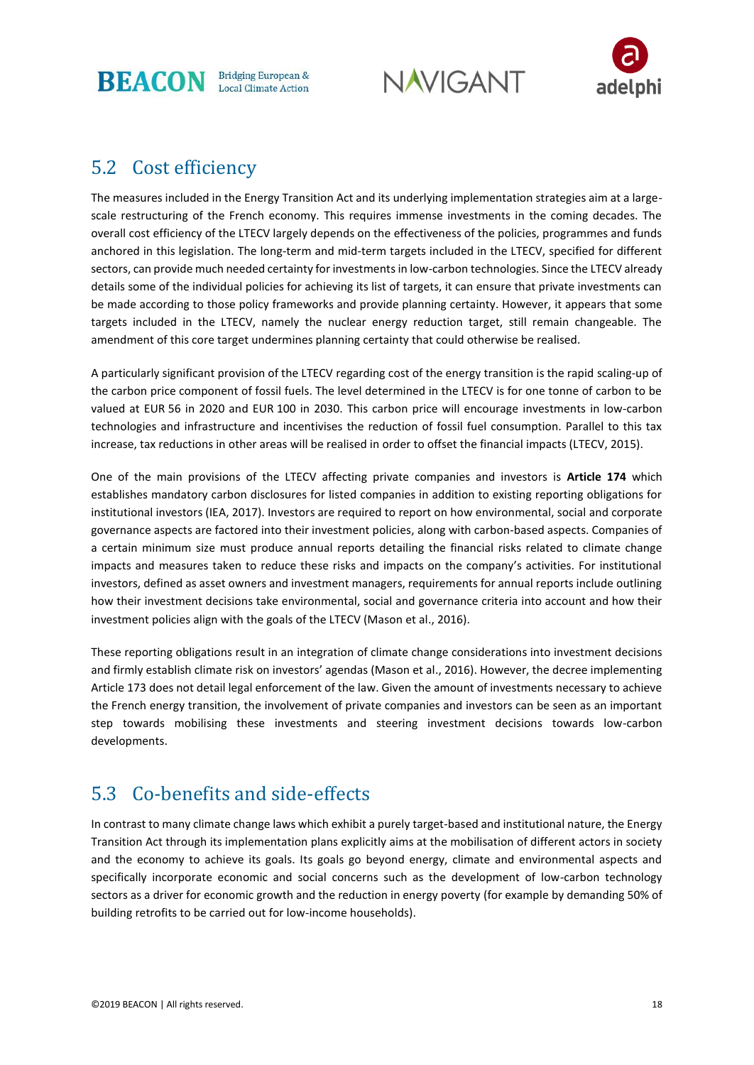## 5.2 Cost efficiency

The measures included in the Energy Transition Act and its underlying implementation strategies aim at a large-scale restructuring of the French economy. This requires immense investments in the coming decades. The overall cost efficiency of the LTECV largely depends on the effectiveness of the policies, programmes and funds anchored in this legislation. The long-term and mid-term targets included in the LTECV, specified for different sectors, can provide much needed certainty for investments in low-carbon technologies. Since the LTECV already details some of the individual policies for achieving its list of targets, it can ensure that private investments can be made according to those policy frameworks and provide planning certainty. However, it appears that some targets included in the LTECV, namely the nuclear energy reduction target, still remain changeable. The amendment of this core target undermines planning certainty that could otherwise be realised.

A particularly significant provision of the LTECV regarding cost of the energy transition is the rapid scaling-up of the carbon price component of fossil fuels. The level determined in the LTECV is for one tonne of carbon to be valued at EUR 56 in 2020 and EUR 100 in 2030. This carbon price will encourage investments in low-carbon technologies and infrastructure and incentivises the reduction of fossil fuel consumption. Parallel to this tax increase, tax reductions in other areas will be realised in order to offset the financial impacts (LTECV, 2015).

One of the main provisions of the LTECV affecting private companies and investors is **Article 174** which establishes mandatory carbon disclosures for listed companies in addition to existing reporting obligations for institutional investors (IEA, 2017). Investors are required to report on how environmental, social and corporate governance aspects are factored into their investment policies, along with carbon-based aspects. Companies of a certain minimum size must produce annual reports detailing the financial risks related to climate change impacts and measures taken to reduce these risks and impacts on the company's activities. For institutional investors, defined as asset owners and investment managers, requirements for annual reports include outlining how their investment decisions take environmental, social and governance criteria into account and how their investment policies align with the goals of the LTECV (Mason et al., 2016).

These reporting obligations result in an integration of climate change considerations into investment decisions and firmly establish climate risk on investors' agendas (Mason et al., 2016). However, the decree implementing Article 173 does not detail legal enforcement of the law. Given the amount of investments necessary to achieve the French energy transition, the involvement of private companies and investors can be seen as an important step towards mobilising these investments and steering investment decisions towards low-carbon developments.

## 5.3 Co-benefits and side-effects

In contrast to many climate change laws which exhibit a purely target-based and institutional nature, the Energy Transition Act through its implementation plans explicitly aims at the mobilisation of different actors in society and the economy to achieve its goals. Its goals go beyond energy, climate and environmental aspects and specifically incorporate economic and social concerns such as the development of low-carbon technology sectors as a driver for economic growth and the reduction in energy poverty (for example by demanding 50% of building retrofits to be carried out for low-income households).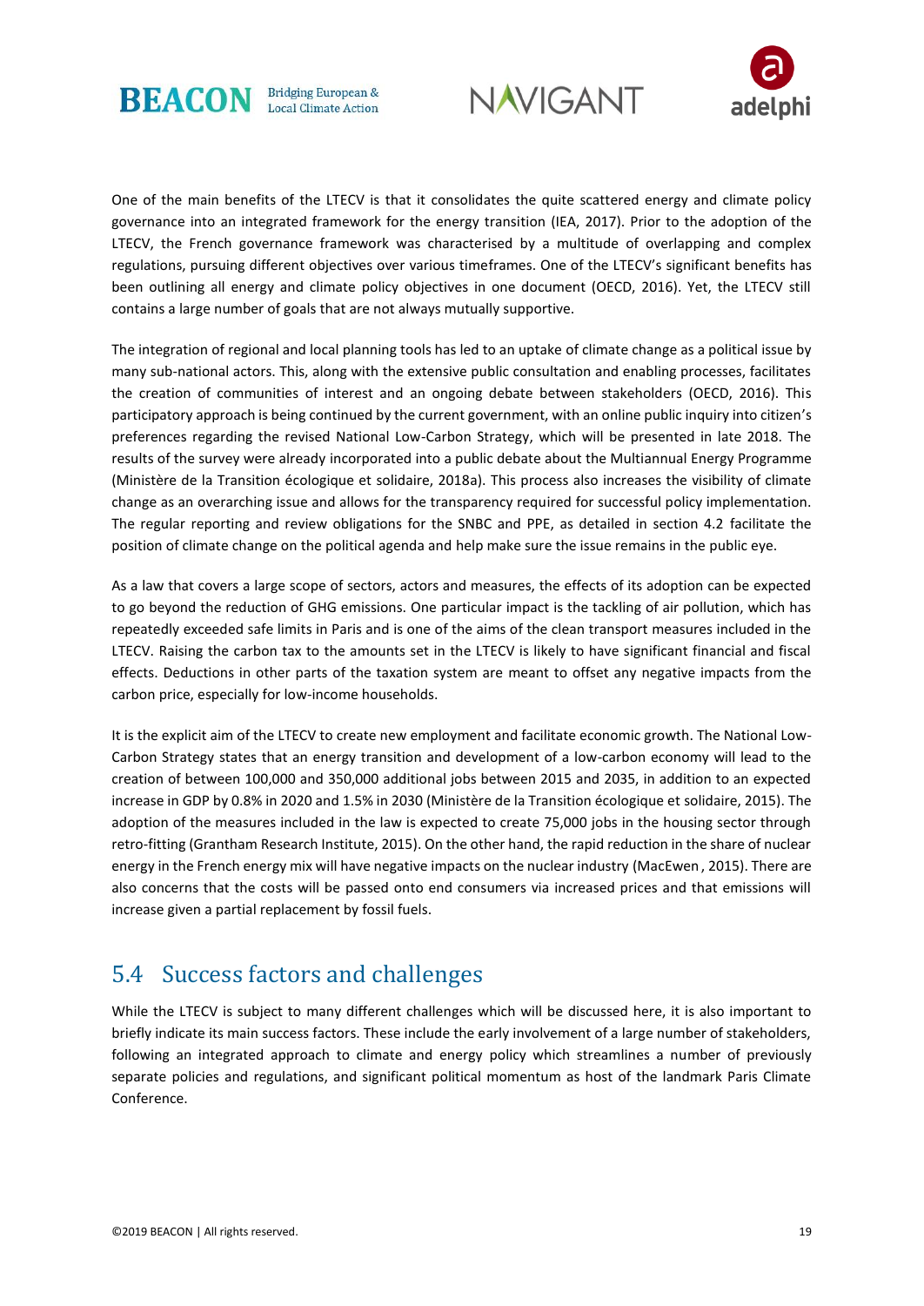One of the main benefits of the LTECV is that it consolidates the quite scattered energy and climate policy governance into an integrated framework for the energy transition (IEA, 2017). Prior to the adoption of the LTECV, the French governance framework was characterised by a multitude of overlapping and complex regulations, pursuing different objectives over various timeframes. One of the LTECV's significant benefits has been outlining all energy and climate policy objectives in one document (OECD, 2016). Yet, the LTECV still contains a large number of goals that are not always mutually supportive.

The integration of regional and local planning tools has led to an uptake of climate change as a political issue by many sub-national actors. This, along with the extensive public consultation and enabling processes, facilitates the creation of communities of interest and an ongoing debate between stakeholders (OECD, 2016). This participatory approach is being continued by the current government, with an online public inquiry into citizen's preferences regarding the revised National Low-Carbon Strategy, which will be presented in late 2018. The results of the survey were already incorporated into a public debate about the Multiannual Energy Programme (Ministère de la Transition écologique et solidaire, 2018a). This process also increases the visibility of climate change as an overarching issue and allows for the transparency required for successful policy implementation. The regular reporting and review obligations for the SNBC and PPE, as detailed in section 4.2 facilitate the position of climate change on the political agenda and help make sure the issue remains in the public eye.

As a law that covers a large scope of sectors, actors and measures, the effects of its adoption can be expected to go beyond the reduction of GHG emissions. One particular impact is the tackling of air pollution, which has repeatedly exceeded safe limits in Paris and is one of the aims of the clean transport measures included in the LTECV. Raising the carbon tax to the amounts set in the LTECV is likely to have significant financial and fiscal effects. Deductions in other parts of the taxation system are meant to offset any negative impacts from the carbon price, especially for low-income households.

It is the explicit aim of the LTECV to create new employment and facilitate economic growth. The National Low-Carbon Strategy states that an energy transition and development of a low-carbon economy will lead to the creation of between 100,000 and 350,000 additional jobs between 2015 and 2035, in addition to an expected increase in GDP by 0.8% in 2020 and 1.5% in 2030 (Ministère de la Transition écologique et solidaire, 2015). The adoption of the measures included in the law is expected to create 75,000 jobs in the housing sector through retro-fitting (Grantham Research Institute, 2015). On the other hand, the rapid reduction in the share of nuclear energy in the French energy mix will have negative impacts on the nuclear industry (MacEwen, 2015). There are also concerns that the costs will be passed onto end consumers via increased prices and that emissions will increase given a partial replacement by fossil fuels.

## 5.4 Success factors and challenges

While the LTECV is subject to many different challenges which will be discussed here, it is also important to briefly indicate its main success factors. These include the early involvement of a large number of stakeholders, following an integrated approach to climate and energy policy which streamlines a number of previously separate policies and regulations, and significant political momentum as host of the landmark Paris Climate Conference.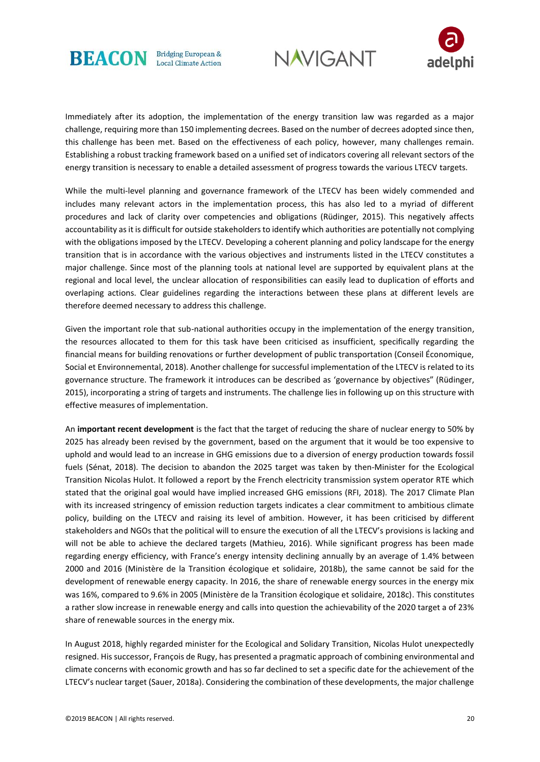Immediately after its adoption, the implementation of the energy transition law was regarded as a major challenge, requiring more than 150 implementing decrees. Based on the number of decrees adopted since then, this challenge has been met. Based on the effectiveness of each policy, however, many challenges remain. Establishing a robust tracking framework based on a unified set of indicators covering all relevant sectors of the energy transition is necessary to enable a detailed assessment of progress towards the various LTECV targets.

While the multi-level planning and governance framework of the LTECV has been widely commended and includes many relevant actors in the implementation process, this has also led to a myriad of different procedures and lack of clarity over competencies and obligations (Rüdinger, 2015). This negatively affects accountability as it is difficult for outside stakeholders to identify which authorities are potentially not complying with the obligations imposed by the LTECV. Developing a coherent planning and policy landscape for the energy transition that is in accordance with the various objectives and instruments listed in the LTECV constitutes a major challenge. Since most of the planning tools at national level are supported by equivalent plans at the regional and local level, the unclear allocation of responsibilities can easily lead to duplication of efforts and overlaping actions. Clear guidelines regarding the interactions between these plans at different levels are therefore deemed necessary to address this challenge.

Given the important role that sub-national authorities occupy in the implementation of the energy transition, the resources allocated to them for this task have been criticised as insufficient, specifically regarding the financial means for building renovations or further development of public transportation (Conseil Économique, Social et Environnemental, 2018). Another challenge for successful implementation of the LTECV is related to its governance structure. The framework it introduces can be described as 'governance by objectives" (Rüdinger, 2015), incorporating a string of targets and instruments. The challenge lies in following up on this structure with effective measures of implementation.

An **important recent development** is the fact that the target of reducing the share of nuclear energy to 50% by 2025 has already been revised by the government, based on the argument that it would be too expensive to uphold and would lead to an increase in GHG emissions due to a diversion of energy production towards fossil fuels (Sénat, 2018). The decision to abandon the 2025 target was taken by then-Minister for the Ecological Transition Nicolas Hulot. It followed a report by the French electricity transmission system operator RTE which stated that the original goal would have implied increased GHG emissions (RFI, 2018). The 2017 Climate Plan with its increased stringency of emission reduction targets indicates a clear commitment to ambitious climate policy, building on the LTECV and raising its level of ambition. However, it has been criticised by different stakeholders and NGOs that the political will to ensure the execution of all the LTECV's provisions is lacking and will not be able to achieve the declared targets (Mathieu, 2016). While significant progress has been made regarding energy efficiency, with France's energy intensity declining annually by an average of 1.4% between 2000 and 2016 (Ministère de la Transition écologique et solidaire, 2018b), the same cannot be said for the development of renewable energy capacity. In 2016, the share of renewable energy sources in the energy mix was 16%, compared to 9.6% in 2005 (Ministère de la Transition écologique et solidaire, 2018c). This constitutes a rather slow increase in renewable energy and calls into question the achievability of the 2020 target a of 23% share of renewable sources in the energy mix.

In August 2018, highly regarded minister for the Ecological and Solidary Transition, Nicolas Hulot unexpectedly resigned. His successor, François de Rugy, has presented a pragmatic approach of combining environmental and climate concerns with economic growth and has so far declined to set a specific date for the achievement of the LTECV's nuclear target (Sauer, 2018a). Considering the combination of these developments, the major challenge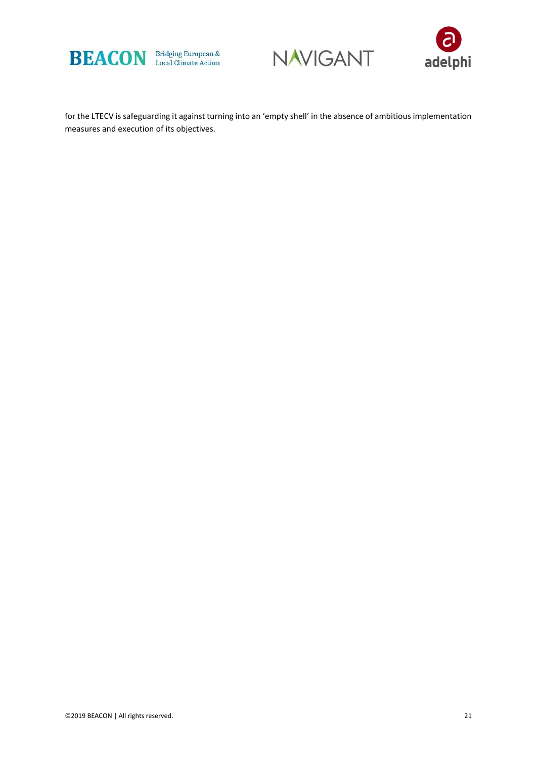for the LTECV is safeguarding it against turning into an 'empty shell' in the absence of ambitious implementation measures and execution of its objectives.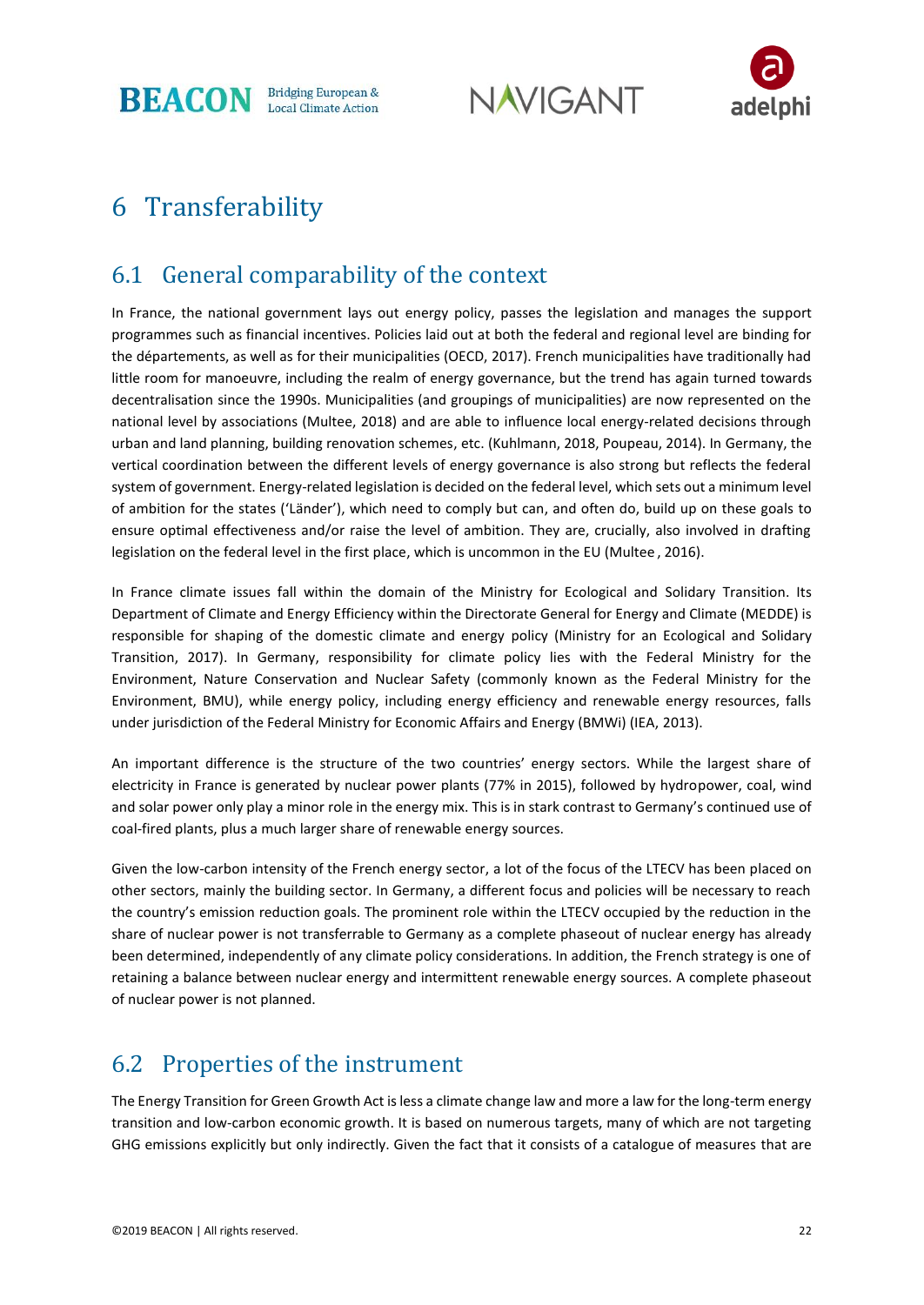# 6 Transferability

## 6.1 General comparability of the context

In France, the national government lays out energy policy, passes the legislation and manages the support programmes such as financial incentives. Policies laid out at both the federal and regional level are binding for the départements, as well as for their municipalities (OECD, 2017). French municipalities have traditionally had little room for manoeuvre, including the realm of energy governance, but the trend has again turned towards decentralisation since the 1990s. Municipalities (and groupings of municipalities) are now represented on the national level by associations (Multee, 2018) and are able to influence local energy-related decisions through urban and land planning, building renovation schemes, etc. (Kuhlmann, 2018, Poupeau, 2014). In Germany, the vertical coordination between the different levels of energy governance is also strong but reflects the federal system of government. Energy-related legislation is decided on the federal level, which sets out a minimum level of ambition for the states ('Länder'), which need to comply but can, and often do, build up on these goals to ensure optimal effectiveness and/or raise the level of ambition. They are, crucially, also involved in drafting legislation on the federal level in the first place, which is uncommon in the EU (Multee , 2016).

In France climate issues fall within the domain of the Ministry for Ecological and Solidary Transition. Its Department of Climate and Energy Efficiency within the Directorate General for Energy and Climate (MEDDE) is responsible for shaping of the domestic climate and energy policy (Ministry for an Ecological and Solidary Transition, 2017). In Germany, responsibility for climate policy lies with the Federal Ministry for the Environment, Nature Conservation and Nuclear Safety (commonly known as the Federal Ministry for the Environment, BMU), while energy policy, including energy efficiency and renewable energy resources, falls under jurisdiction of the Federal Ministry for Economic Affairs and Energy (BMWi) (IEA, 2013).

An important difference is the structure of the two countries' energy sectors. While the largest share of electricity in France is generated by nuclear power plants (77% in 2015), followed by hydropower, coal, wind and solar power only play a minor role in the energy mix. This is in stark contrast to Germany's continued use of coal-fired plants, plus a much larger share of renewable energy sources.

Given the low-carbon intensity of the French energy sector, a lot of the focus of the LTECV has been placed on other sectors, mainly the building sector. In Germany, a different focus and policies will be necessary to reach the country's emission reduction goals. The prominent role within the LTECV occupied by the reduction in the share of nuclear power is not transferrable to Germany as a complete phaseout of nuclear energy has already been determined, independently of any climate policy considerations. In addition, the French strategy is one of retaining a balance between nuclear energy and intermittent renewable energy sources. A complete phaseout of nuclear power is not planned.

## 6.2 Properties of the instrument

The Energy Transition for Green Growth Act is less a climate change law and more a law for the long-term energy transition and low-carbon economic growth. It is based on numerous targets, many of which are not targeting GHG emissions explicitly but only indirectly. Given the fact that it consists of a catalogue of measures that are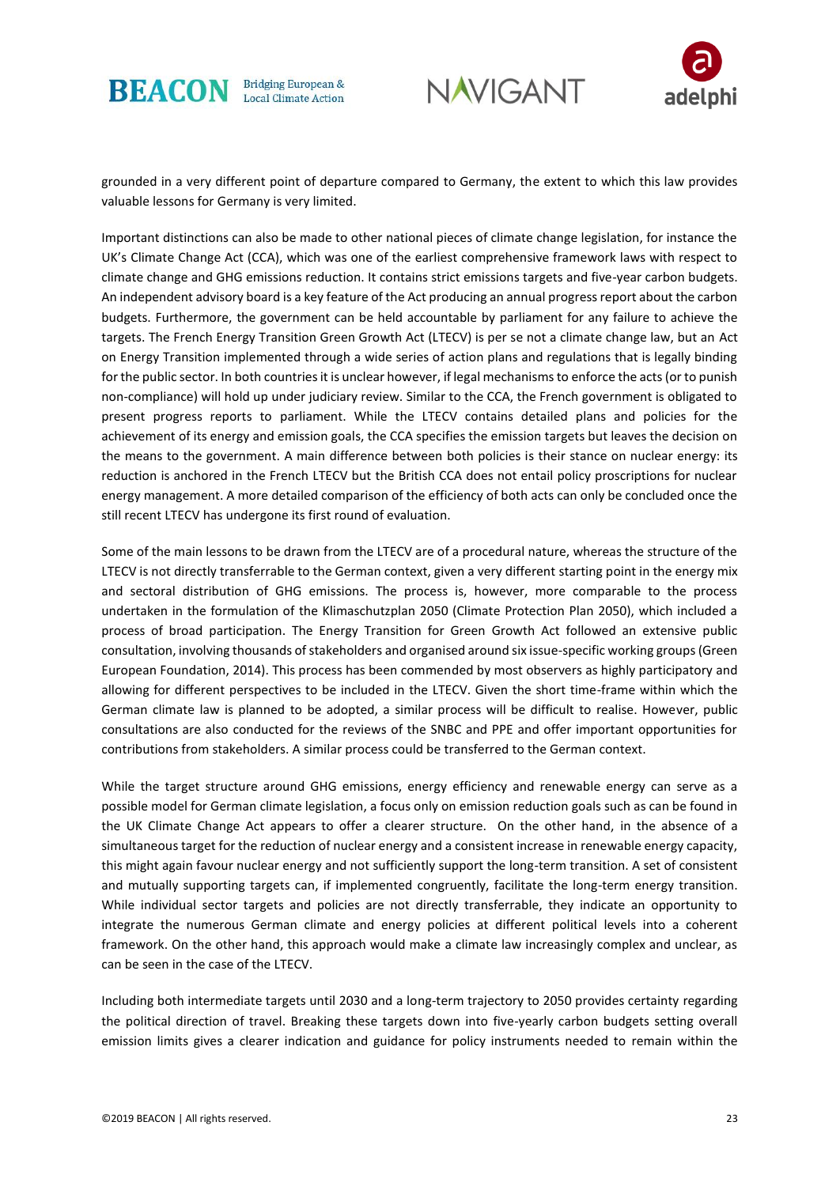grounded in a very different point of departure compared to Germany, the extent to which this law provides valuable lessons for Germany is very limited.

Important distinctions can also be made to other national pieces of climate change legislation, for instance the UK's Climate Change Act (CCA), which was one of the earliest comprehensive framework laws with respect to climate change and GHG emissions reduction. It contains strict emissions targets and five-year carbon budgets. An independent advisory board is a key feature of the Act producing an annual progress report about the carbon budgets. Furthermore, the government can be held accountable by parliament for any failure to achieve the targets. The French Energy Transition Green Growth Act (LTECV) is per se not a climate change law, but an Act on Energy Transition implemented through a wide series of action plans and regulations that is legally binding for the public sector. In both countries it is unclear however, if legal mechanisms to enforce the acts (or to punish non-compliance) will hold up under judiciary review. Similar to the CCA, the French government is obligated to present progress reports to parliament. While the LTECV contains detailed plans and policies for the achievement of its energy and emission goals, the CCA specifies the emission targets but leaves the decision on the means to the government. A main difference between both policies is their stance on nuclear energy: its reduction is anchored in the French LTECV but the British CCA does not entail policy proscriptions for nuclear energy management. A more detailed comparison of the efficiency of both acts can only be concluded once the still recent LTECV has undergone its first round of evaluation.

Some of the main lessons to be drawn from the LTECV are of a procedural nature, whereas the structure of the LTECV is not directly transferrable to the German context, given a very different starting point in the energy mix and sectoral distribution of GHG emissions. The process is, however, more comparable to the process undertaken in the formulation of the Klimaschutzplan 2050 (Climate Protection Plan 2050), which included a process of broad participation. The Energy Transition for Green Growth Act followed an extensive public consultation, involving thousands of stakeholders and organised around six issue-specific working groups (Green European Foundation, 2014). This process has been commended by most observers as highly participatory and allowing for different perspectives to be included in the LTECV. Given the short time-frame within which the German climate law is planned to be adopted, a similar process will be difficult to realise. However, public consultations are also conducted for the reviews of the SNBC and PPE and offer important opportunities for contributions from stakeholders. A similar process could be transferred to the German context.

While the target structure around GHG emissions, energy efficiency and renewable energy can serve as a possible model for German climate legislation, a focus only on emission reduction goals such as can be found in the UK Climate Change Act appears to offer a clearer structure. On the other hand, in the absence of a simultaneous target for the reduction of nuclear energy and a consistent increase in renewable energy capacity, this might again favour nuclear energy and not sufficiently support the long-term transition. A set of consistent and mutually supporting targets can, if implemented congruently, facilitate the long-term energy transition. While individual sector targets and policies are not directly transferrable, they indicate an opportunity to integrate the numerous German climate and energy policies at different political levels into a coherent framework. On the other hand, this approach would make a climate law increasingly complex and unclear, as can be seen in the case of the LTECV.

Including both intermediate targets until 2030 and a long-term trajectory to 2050 provides certainty regarding the political direction of travel. Breaking these targets down into five-yearly carbon budgets setting overall emission limits gives a clearer indication and guidance for policy instruments needed to remain within the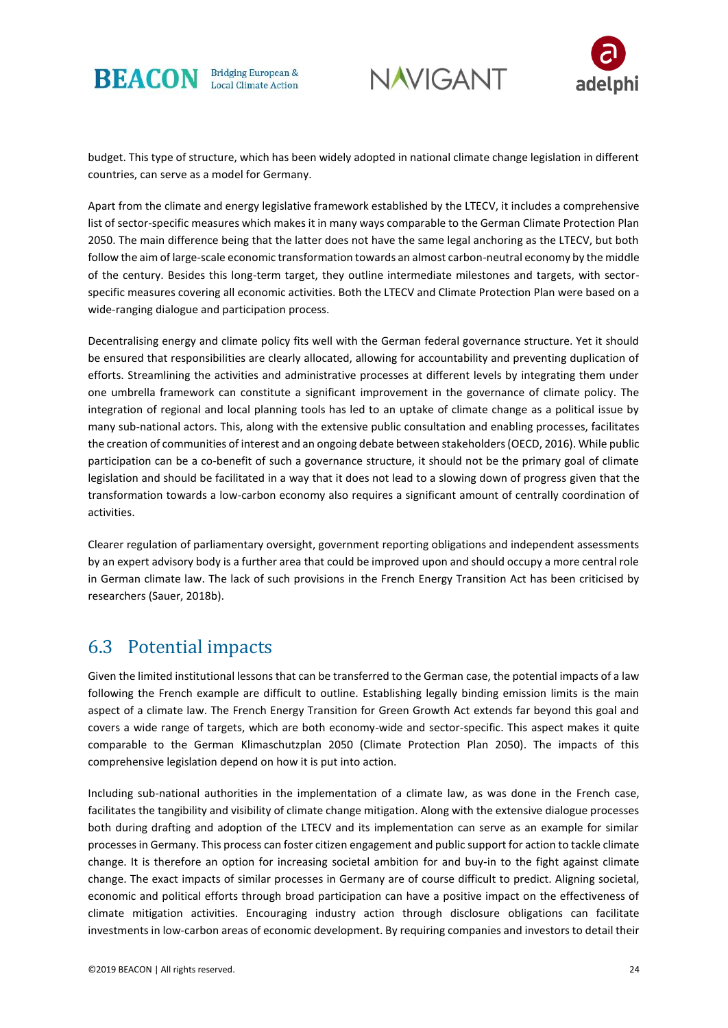budget. This type of structure, which has been widely adopted in national climate change legislation in different countries, can serve as a model for Germany.

Apart from the climate and energy legislative framework established by the LTECV, it includes a comprehensive list of sector-specific measures which makes it in many ways comparable to the German Climate Protection Plan 2050. The main difference being that the latter does not have the same legal anchoring as the LTECV, but both follow the aim of large-scale economic transformation towards an almost carbon-neutral economy by the middle of the century. Besides this long-term target, they outline intermediate milestones and targets, with sector-specific measures covering all economic activities. Both the LTECV and Climate Protection Plan were based on a wide-ranging dialogue and participation process.

Decentralising energy and climate policy fits well with the German federal governance structure. Yet it should be ensured that responsibilities are clearly allocated, allowing for accountability and preventing duplication of efforts. Streamlining the activities and administrative processes at different levels by integrating them under one umbrella framework can constitute a significant improvement in the governance of climate policy. The integration of regional and local planning tools has led to an uptake of climate change as a political issue by many sub-national actors. This, along with the extensive public consultation and enabling processes, facilitates the creation of communities of interest and an ongoing debate between stakeholders (OECD, 2016). While public participation can be a co-benefit of such a governance structure, it should not be the primary goal of climate legislation and should be facilitated in a way that it does not lead to a slowing down of progress given that the transformation towards a low-carbon economy also requires a significant amount of centrally coordination of activities.

Clearer regulation of parliamentary oversight, government reporting obligations and independent assessments by an expert advisory body is a further area that could be improved upon and should occupy a more central role in German climate law. The lack of such provisions in the French Energy Transition Act has been criticised by researchers (Sauer, 2018b).

## 6.3 Potential impacts

Given the limited institutional lessons that can be transferred to the German case, the potential impacts of a law following the French example are difficult to outline. Establishing legally binding emission limits is the main aspect of a climate law. The French Energy Transition for Green Growth Act extends far beyond this goal and covers a wide range of targets, which are both economy-wide and sector-specific. This aspect makes it quite comparable to the German Klimaschutzplan 2050 (Climate Protection Plan 2050). The impacts of this comprehensive legislation depend on how it is put into action.

Including sub-national authorities in the implementation of a climate law, as was done in the French case, facilitates the tangibility and visibility of climate change mitigation. Along with the extensive dialogue processes both during drafting and adoption of the LTECV and its implementation can serve as an example for similar processes in Germany. This process can foster citizen engagement and public support for action to tackle climate change. It is therefore an option for increasing societal ambition for and buy-in to the fight against climate change. The exact impacts of similar processes in Germany are of course difficult to predict. Aligning societal, economic and political efforts through broad participation can have a positive impact on the effectiveness of climate mitigation activities. Encouraging industry action through disclosure obligations can facilitate investments in low-carbon areas of economic development. By requiring companies and investors to detail their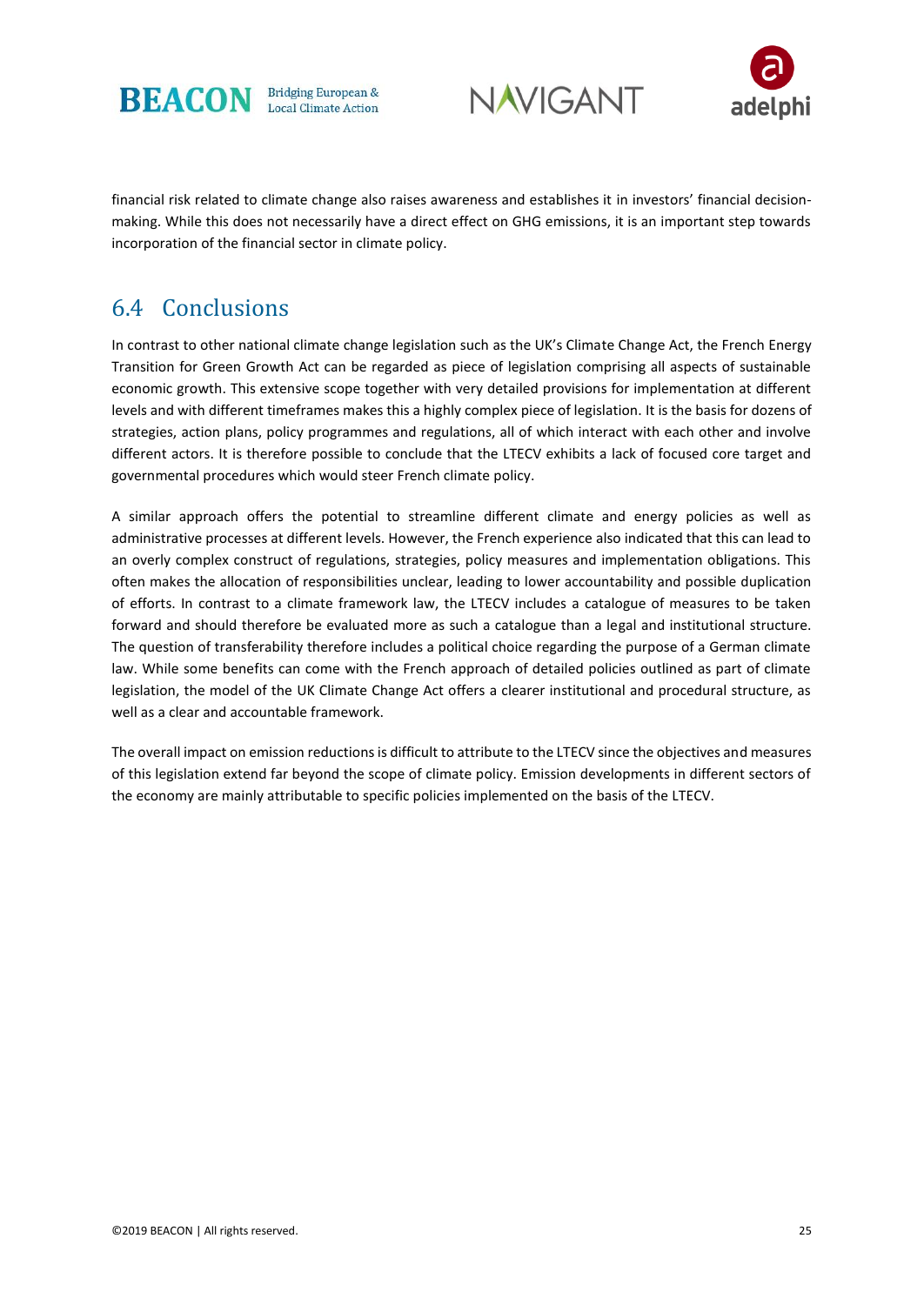financial risk related to climate change also raises awareness and establishes it in investors' financial decision-making. While this does not necessarily have a direct effect on GHG emissions, it is an important step towards incorporation of the financial sector in climate policy.

## 6.4 Conclusions

In contrast to other national climate change legislation such as the UK's Climate Change Act, the French Energy Transition for Green Growth Act can be regarded as piece of legislation comprising all aspects of sustainable economic growth. This extensive scope together with very detailed provisions for implementation at different levels and with different timeframes makes this a highly complex piece of legislation. It is the basis for dozens of strategies, action plans, policy programmes and regulations, all of which interact with each other and involve different actors. It is therefore possible to conclude that the LTECV exhibits a lack of focused core target and governmental procedures which would steer French climate policy.

A similar approach offers the potential to streamline different climate and energy policies as well as administrative processes at different levels. However, the French experience also indicated that this can lead to an overly complex construct of regulations, strategies, policy measures and implementation obligations. This often makes the allocation of responsibilities unclear, leading to lower accountability and possible duplication of efforts. In contrast to a climate framework law, the LTECV includes a catalogue of measures to be taken forward and should therefore be evaluated more as such a catalogue than a legal and institutional structure. The question of transferability therefore includes a political choice regarding the purpose of a German climate law. While some benefits can come with the French approach of detailed policies outlined as part of climate legislation, the model of the UK Climate Change Act offers a clearer institutional and procedural structure, as well as a clear and accountable framework.

The overall impact on emission reductions is difficult to attribute to the LTECV since the objectives and measures of this legislation extend far beyond the scope of climate policy. Emission developments in different sectors of the economy are mainly attributable to specific policies implemented on the basis of the LTECV.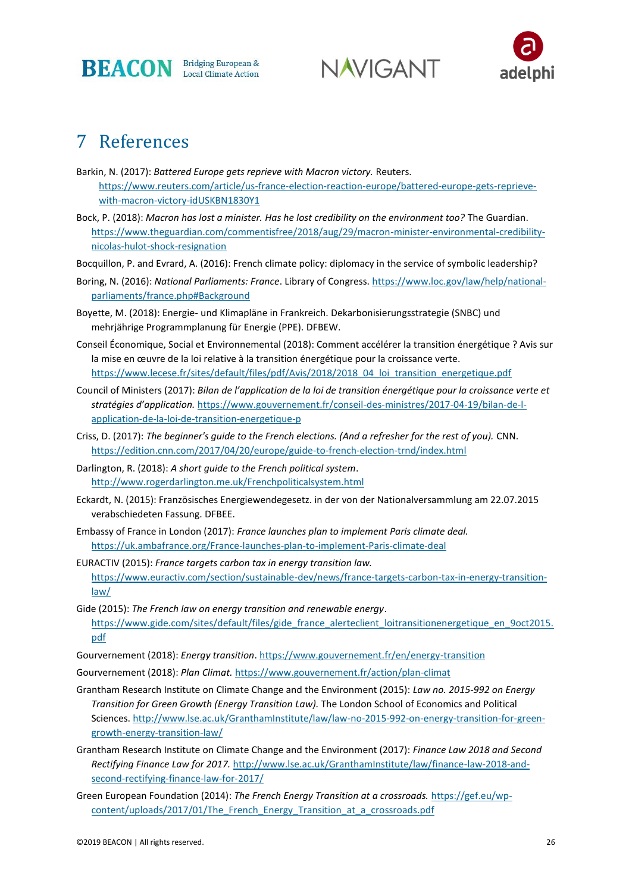# 7 References

Barkin, N. (2017): *Battered Europe gets reprieve with Macron victory.* Reuters. https://www.reuters.com/article/us-france-election-reaction-europe/battered-europe-gets-reprieve-with-macron-victory-idUSKBN1830Y1

Bock, P. (2018): *Macron has lost a minister. Has he lost credibility on the environment too?* The Guardian. https://www.theguardian.com/commentisfree/2018/aug/29/macron-minister-environmental-credibility-nicolas-hulot-shock-resignation

Bocquillon, P. and Evrard, A. (2016): French climate policy: diplomacy in the service of symbolic leadership?

Boring, N. (2016): *National Parliaments: France*. Library of Congress. https://www.loc.gov/law/help/national-parliaments/france.php#Background

Boyette, M. (2018): Energie- und Klimapläne in Frankreich. Dekarbonisierungsstrategie (SNBC) und mehrjährige Programmplanung für Energie (PPE). DFBEW.

Conseil Économique, Social et Environnemental (2018): Comment accélérer la transition énergétique ? Avis sur la mise en œuvre de la loi relative à la transition énergétique pour la croissance verte. https://www.lecese.fr/sites/default/files/pdf/Avis/2018/2018_04_loi_transition_energetique.pdf

Council of Ministers (2017): *Bilan de l'application de la loi de transition énergétique pour la croissance verte et stratégies d'application.* https://www.gouvernement.fr/conseil-des-ministres/2017-04-19/bilan-de-l-application-de-la-loi-de-transition-energetique-p

Criss, D. (2017): *The beginner's guide to the French elections. (And a refresher for the rest of you).* CNN. https://edition.cnn.com/2017/04/20/europe/guide-to-french-election-trnd/index.html

Darlington, R. (2018): *A short guide to the French political system*. http://www.rogerdarlington.me.uk/Frenchpoliticalsystem.html

Eckardt, N. (2015): Französisches Energiewendegesetz. in der von der Nationalversammlung am 22.07.2015 verabschiedeten Fassung. DFBEE.

Embassy of France in London (2017): *France launches plan to implement Paris climate deal.* https://uk.ambafrance.org/France-launches-plan-to-implement-Paris-climate-deal

EURACTIV (2015): *France targets carbon tax in energy transition law.* https://www.euractiv.com/section/sustainable-dev/news/france-targets-carbon-tax-in-energy-transition-law/

Gide (2015): *The French law on energy transition and renewable energy*. https://www.gide.com/sites/default/files/gide_france_alerteclient_loitransitionenergetique_en_9oct2015.pdf

Gourvernement (2018): *Energy transition*. https://www.gouvernement.fr/en/energy-transition

Gourvernement (2018): *Plan Climat.* https://www.gouvernement.fr/action/plan-climat

Grantham Research Institute on Climate Change and the Environment (2015): *Law no. 2015-992 on Energy Transition for Green Growth (Energy Transition Law).* The London School of Economics and Political Sciences. http://www.lse.ac.uk/GranthamInstitute/law/law-no-2015-992-on-energy-transition-for-green-growth-energy-transition-law/

Grantham Research Institute on Climate Change and the Environment (2017): *Finance Law 2018 and Second Rectifying Finance Law for 2017.* http://www.lse.ac.uk/GranthamInstitute/law/finance-law-2018-and-second-rectifying-finance-law-for-2017/

Green European Foundation (2014): *The French Energy Transition at a crossroads.* https://gef.eu/wp-content/uploads/2017/01/The_French_Energy_Transition_at_a_crossroads.pdf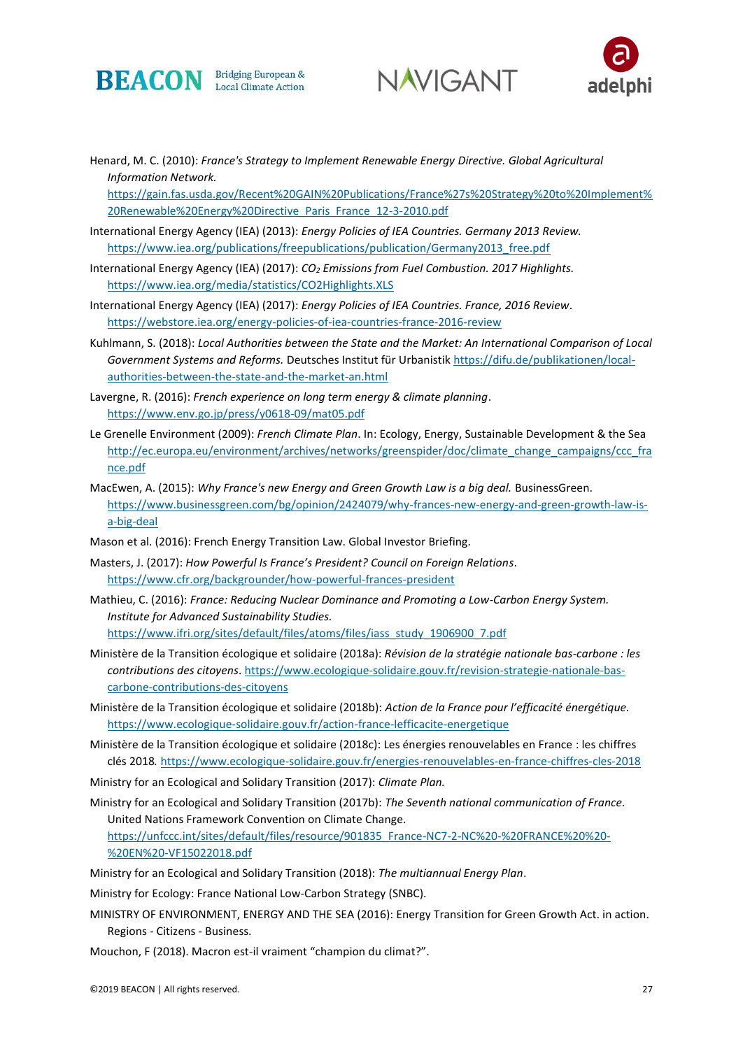Henard, M. C. (2010): *France's Strategy to Implement Renewable Energy Directive. Global Agricultural Information Network.* https://gain.fas.usda.gov/Recent%20GAIN%20Publications/France%27s%20Strategy%20to%20Implement%20Renewable%20Energy%20Directive_Paris_France_12-3-2010.pdf

International Energy Agency (IEA) (2013): *Energy Policies of IEA Countries. Germany 2013 Review.* https://www.iea.org/publications/freepublications/publication/Germany2013_free.pdf

International Energy Agency (IEA) (2017): *$CO_2$ Emissions from Fuel Combustion. 2017 Highlights.* https://www.iea.org/media/statistics/CO2Highlights.XLS

International Energy Agency (IEA) (2017): *Energy Policies of IEA Countries. France, 2016 Review*. https://webstore.iea.org/energy-policies-of-iea-countries-france-2016-review

Kuhlmann, S. (2018): *Local Authorities between the State and the Market: An International Comparison of Local Government Systems and Reforms.* Deutsches Institut für Urbanistik https://difu.de/publikationen/local-authorities-between-the-state-and-the-market-an.html

Lavergne, R. (2016): *French experience on long term energy & climate planning*. https://www.env.go.jp/press/y0618-09/mat05.pdf

Le Grenelle Environment (2009): *French Climate Plan*. In: Ecology, Energy, Sustainable Development & the Sea http://ec.europa.eu/environment/archives/networks/greenspider/doc/climate_change_campaigns/ccc_france.pdf

MacEwen, A. (2015): *Why France's new Energy and Green Growth Law is a big deal.* BusinessGreen. https://www.businessgreen.com/bg/opinion/2424079/why-frances-new-energy-and-green-growth-law-is-a-big-deal

Mason et al. (2016): French Energy Transition Law. Global Investor Briefing.

Masters, J. (2017): *How Powerful Is France's President? Council on Foreign Relations*. https://www.cfr.org/backgrounder/how-powerful-frances-president

Mathieu, C. (2016): *France: Reducing Nuclear Dominance and Promoting a Low-Carbon Energy System. Institute for Advanced Sustainability Studies.* https://www.ifri.org/sites/default/files/atoms/files/iass_study_1906900_7.pdf

Ministère de la Transition écologique et solidaire (2018a): *Révision de la stratégie nationale bas-carbone : les contributions des citoyens*. https://www.ecologique-solidaire.gouv.fr/revision-strategie-nationale-bas-carbone-contributions-des-citoyens

Ministère de la Transition écologique et solidaire (2018b): *Action de la France pour l'efficacité énergétique.* https://www.ecologique-solidaire.gouv.fr/action-france-lefficacite-energetique

Ministère de la Transition écologique et solidaire (2018c): Les énergies renouvelables en France : les chiffres clés 2018*.* https://www.ecologique-solidaire.gouv.fr/energies-renouvelables-en-france-chiffres-cles-2018

Ministry for an Ecological and Solidary Transition (2017): *Climate Plan.*

Ministry for an Ecological and Solidary Transition (2017b): *The Seventh national communication of France.* United Nations Framework Convention on Climate Change. https://unfccc.int/sites/default/files/resource/901835_France-NC7-2-NC%20-%20FRANCE%20%20-%20EN%20-VF15022018.pdf

Ministry for an Ecological and Solidary Transition (2018): *The multiannual Energy Plan*.

Ministry for Ecology: France National Low-Carbon Strategy (SNBC).

MINISTRY OF ENVIRONMENT, ENERGY AND THE SEA (2016): Energy Transition for Green Growth Act. in action. Regions - Citizens - Business.

Mouchon, F (2018). Macron est-il vraiment "champion du climat?".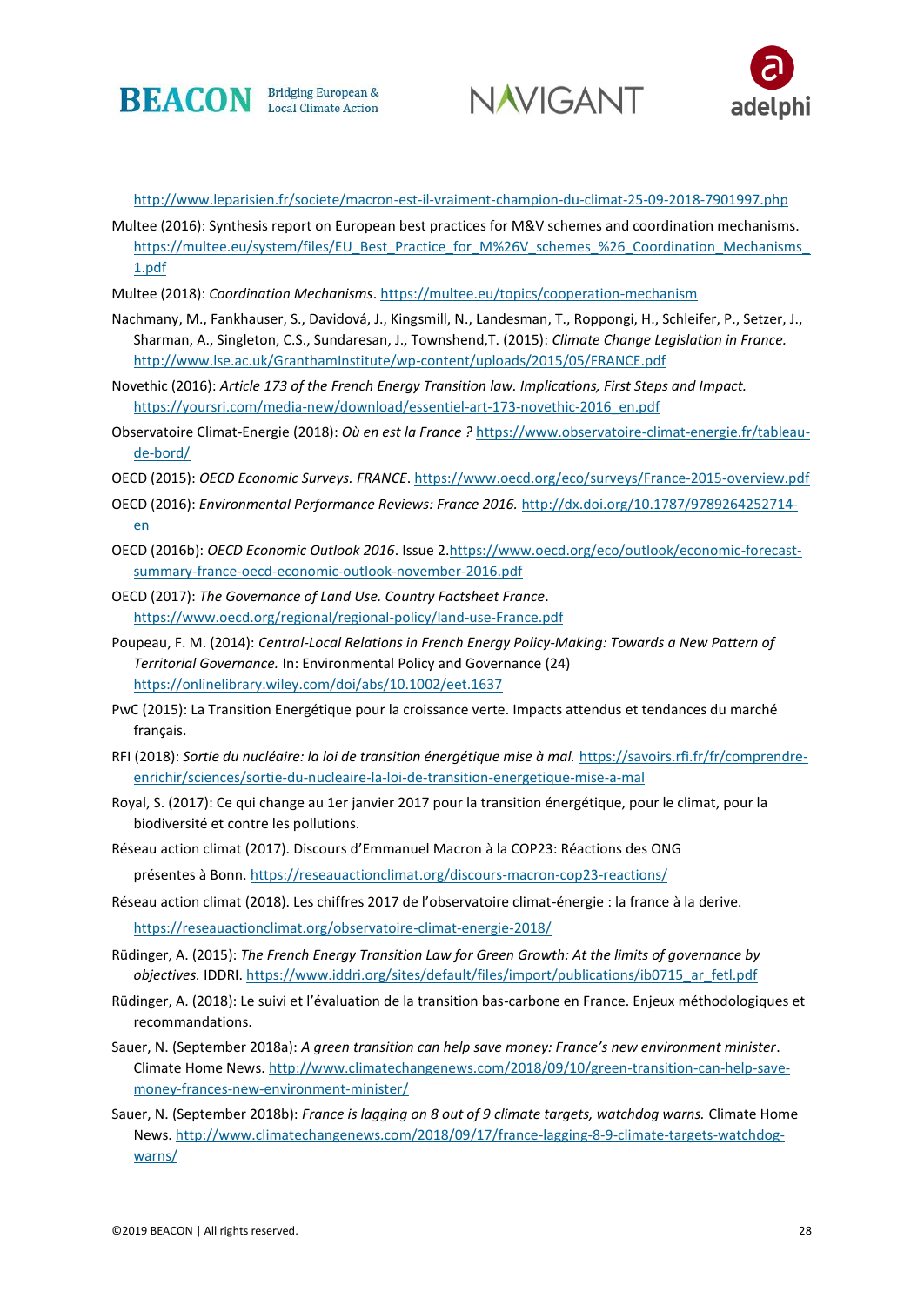http://www.leparisien.fr/societe/macron-est-il-vraiment-champion-du-climat-25-09-2018-7901997.php

Multee (2016): Synthesis report on European best practices for M&V schemes and coordination mechanisms. https://multee.eu/system/files/EU_Best_Practice_for_M%26V_schemes_%26_Coordination_Mechanisms_1.pdf

Multee (2018): *Coordination Mechanisms*. https://multee.eu/topics/cooperation-mechanism

Nachmany, M., Fankhauser, S., Davidová, J., Kingsmill, N., Landesman, T., Roppongi, H., Schleifer, P., Setzer, J., Sharman, A., Singleton, C.S., Sundaresan, J., Townshend,T. (2015): *Climate Change Legislation in France.* http://www.lse.ac.uk/GranthamInstitute/wp-content/uploads/2015/05/FRANCE.pdf

Novethic (2016): *Article 173 of the French Energy Transition law. Implications, First Steps and Impact.* https://yoursri.com/media-new/download/essentiel-art-173-novethic-2016_en.pdf

Observatoire Climat-Energie (2018): *Où en est la France ?* https://www.observatoire-climat-energie.fr/tableau-de-bord/

OECD (2015): *OECD Economic Surveys. FRANCE*. https://www.oecd.org/eco/surveys/France-2015-overview.pdf

OECD (2016): *Environmental Performance Reviews: France 2016.* http://dx.doi.org/10.1787/9789264252714-en

OECD (2016b): *OECD Economic Outlook 2016*. Issue 2.https://www.oecd.org/eco/outlook/economic-forecast-summary-france-oecd-economic-outlook-november-2016.pdf

OECD (2017): *The Governance of Land Use. Country Factsheet France*. https://www.oecd.org/regional/regional-policy/land-use-France.pdf

Poupeau, F. M. (2014): *Central-Local Relations in French Energy Policy-Making: Towards a New Pattern of Territorial Governance.* In: Environmental Policy and Governance (24) https://onlinelibrary.wiley.com/doi/abs/10.1002/eet.1637

PwC (2015): La Transition Energétique pour la croissance verte. Impacts attendus et tendances du marché français.

RFI (2018): *Sortie du nucléaire: la loi de transition énergétique mise à mal.* https://savoirs.rfi.fr/fr/comprendre-enrichir/sciences/sortie-du-nucleaire-la-loi-de-transition-energetique-mise-a-mal

Royal, S. (2017): Ce qui change au 1er janvier 2017 pour la transition énergétique, pour le climat, pour la biodiversité et contre les pollutions.

Réseau action climat (2017). Discours d'Emmanuel Macron à la COP23: Réactions des ONG présentes à Bonn. https://reseauactionclimat.org/discours-macron-cop23-reactions/

Réseau action climat (2018). Les chiffres 2017 de l'observatoire climat-énergie : la france à la derive. https://reseauactionclimat.org/observatoire-climat-energie-2018/

Rüdinger, A. (2015): *The French Energy Transition Law for Green Growth: At the limits of governance by objectives.* IDDRI. https://www.iddri.org/sites/default/files/import/publications/ib0715_ar_fetl.pdf

Rüdinger, A. (2018): Le suivi et l'évaluation de la transition bas-carbone en France. Enjeux méthodologiques et recommandations.

Sauer, N. (September 2018a): *A green transition can help save money: France's new environment minister*. Climate Home News. http://www.climatechangenews.com/2018/09/10/green-transition-can-help-save-money-frances-new-environment-minister/

Sauer, N. (September 2018b): *France is lagging on 8 out of 9 climate targets, watchdog warns.* Climate Home News. http://www.climatechangenews.com/2018/09/17/france-lagging-8-9-climate-targets-watchdog-warns/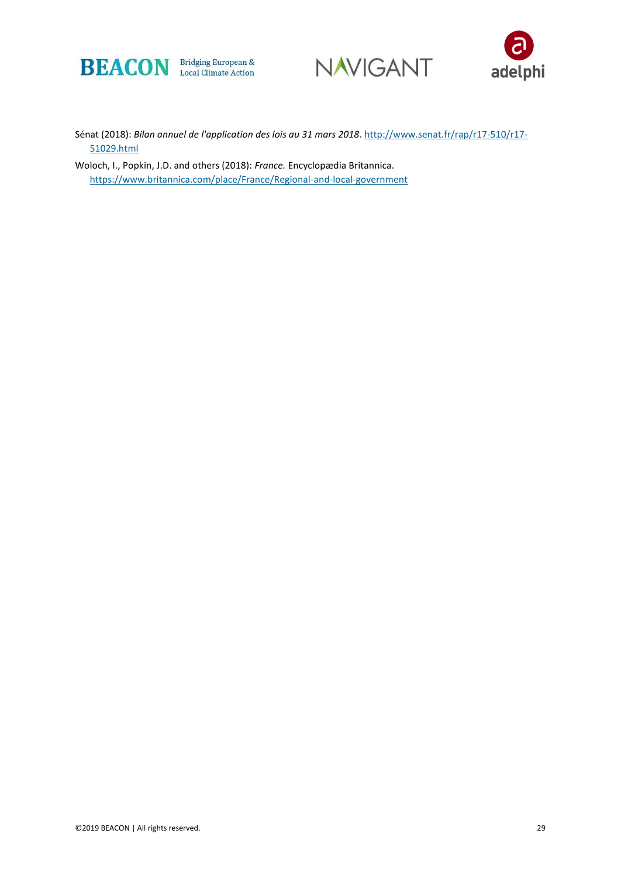Sénat (2018): *Bilan annuel de l'application des lois au 31 mars 2018*. http://www.senat.fr/rap/r17-510/r17-51029.html

Woloch, I., Popkin, J.D. and others (2018): *France.* Encyclopædia Britannica. https://www.britannica.com/place/France/Regional-and-local-government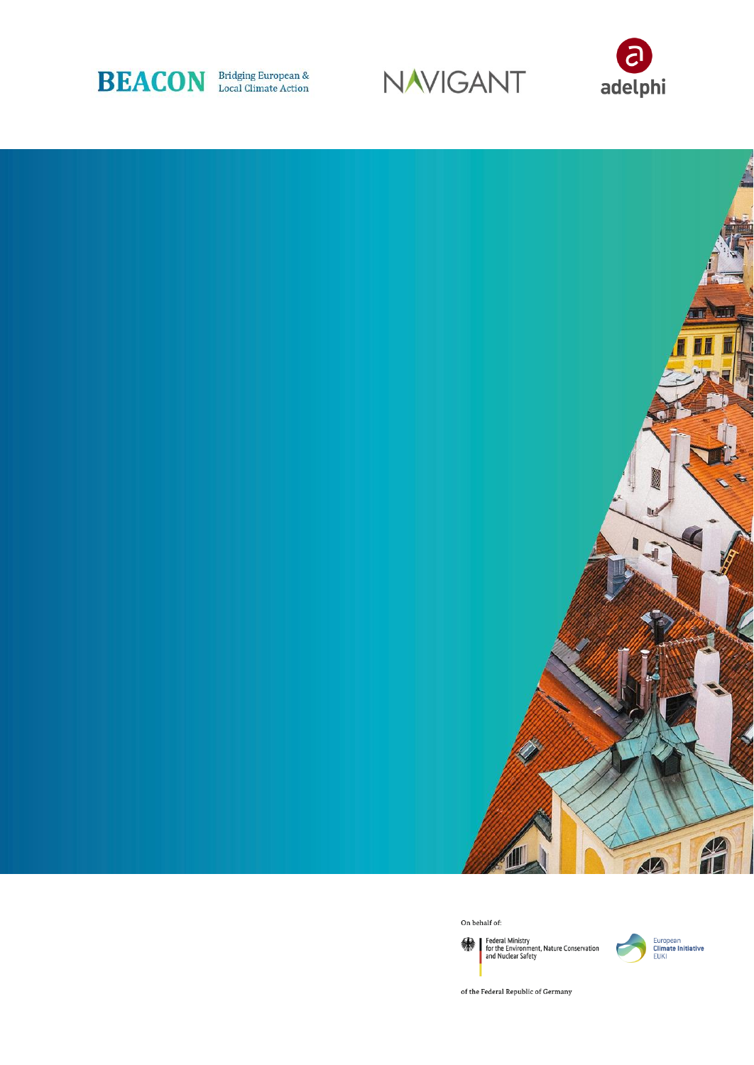BEACON Bridging European & Local Climate Action

NAVIGANT

adelphi

On behalf of:

Federal Ministry for the Environment, Nature Conservation and Nuclear Safety

European Climate Initiative EUKI

of the Federal Republic of Germany